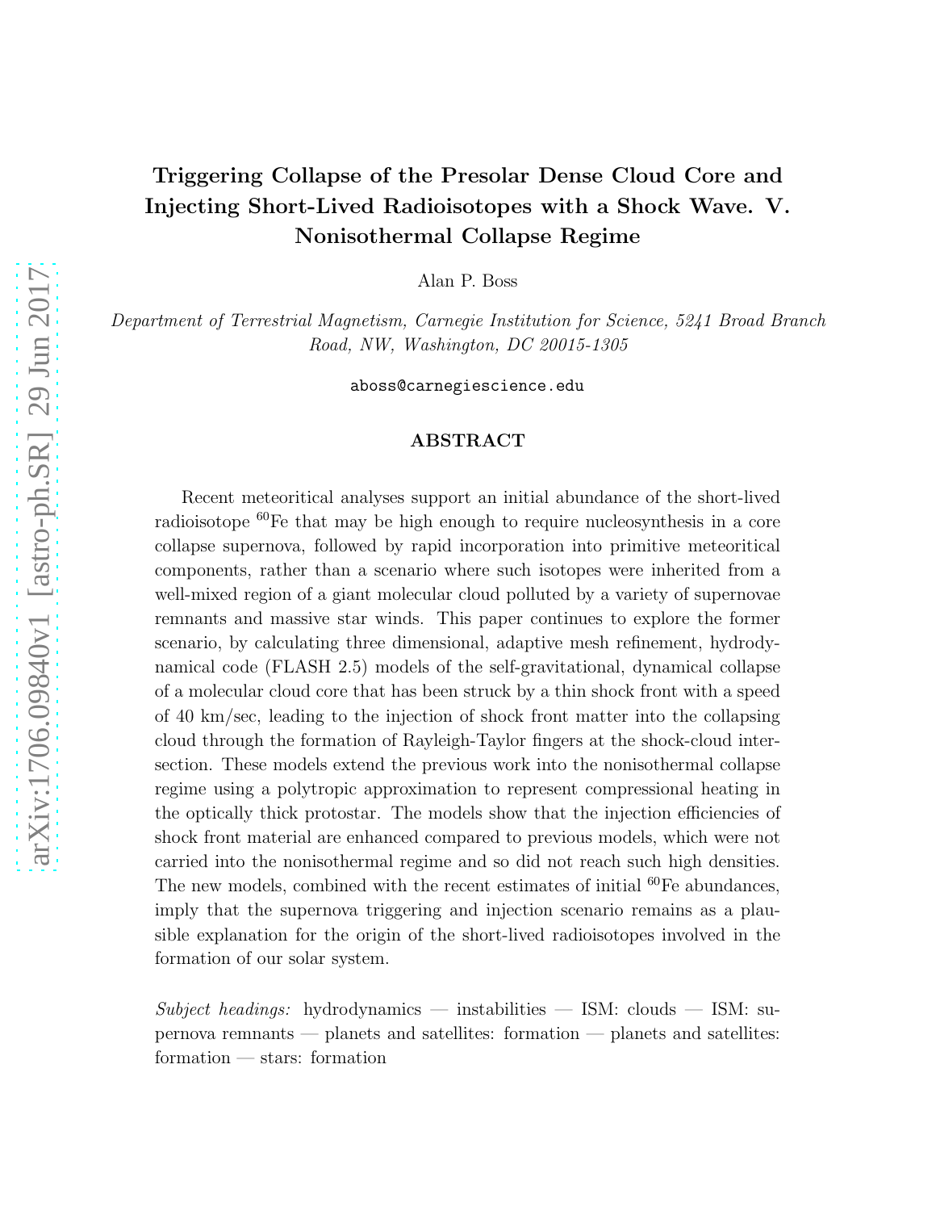# Triggering Collapse of the Presolar Dense Cloud Core and Injecting Short-Lived Radioisotopes with a Shock Wave. V. Nonisothermal Collapse Regime

Alan P. Boss

*Department of Terrestrial Magnetism, Carnegie Institution for Science, 5241 Broad Branch Road, NW, Washington, DC 20015-1305*

aboss@carnegiescience.edu

## ABSTRACT

Recent meteoritical analyses support an initial abundance of the short-lived radioisotope $^{60}$Fe that may be high enough to require nucleosynthesis in a core collapse supernova, followed by rapid incorporation into primitive meteoritical components, rather than a scenario where such isotopes were inherited from a well-mixed region of a giant molecular cloud polluted by a variety of supernovae remnants and massive star winds. This paper continues to explore the former scenario, by calculating three dimensional, adaptive mesh refinement, hydrodynamical code (FLASH 2.5) models of the self-gravitational, dynamical collapse of a molecular cloud core that has been struck by a thin shock front with a speed of 40 km/sec, leading to the injection of shock front matter into the collapsing cloud through the formation of Rayleigh-Taylor fingers at the shock-cloud intersection. These models extend the previous work into the nonisothermal collapse regime using a polytropic approximation to represent compressional heating in the optically thick protostar. The models show that the injection efficiencies of shock front material are enhanced compared to previous models, which were not carried into the nonisothermal regime and so did not reach such high densities. The new models, combined with the recent estimates of initial $^{60}$Fe abundances, imply that the supernova triggering and injection scenario remains as a plausible explanation for the origin of the short-lived radioisotopes involved in the formation of our solar system.

*Subject headings:* hydrodynamics — instabilities — ISM: clouds — ISM: supernova remnants — planets and satellites: formation — planets and satellites: formation — stars: formation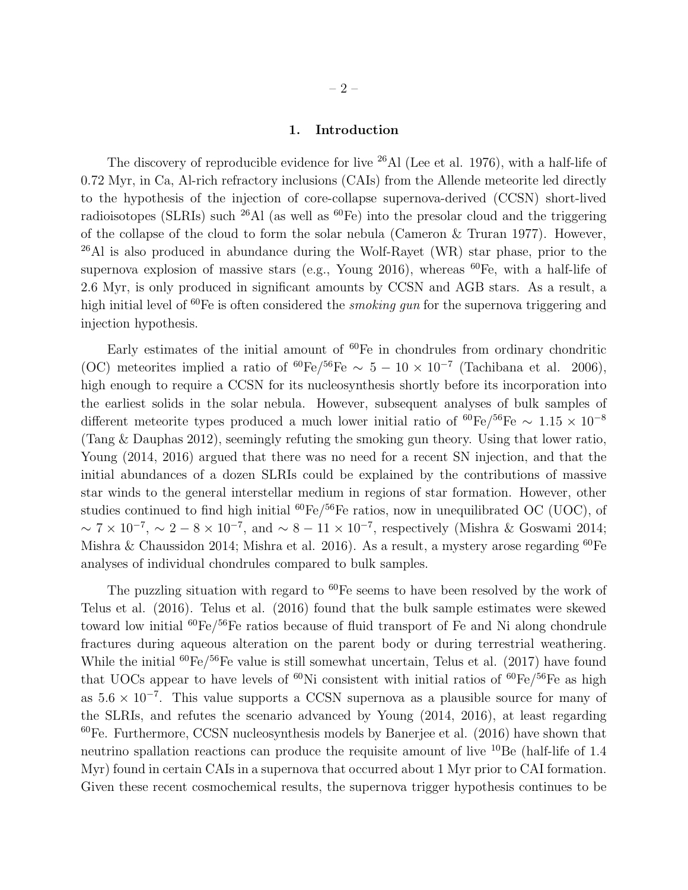# 1. Introduction

The discovery of reproducible evidence for live $^{26}$Al (Lee et al. 1976), with a half-life of 0.72 Myr, in Ca, Al-rich refractory inclusions (CAIs) from the Allende meteorite led directly to the hypothesis of the injection of core-collapse supernova-derived (CCSN) short-lived radioisotopes (SLRIs) such $^{26}$Al (as well as $^{60}$Fe) into the presolar cloud and the triggering of the collapse of the cloud to form the solar nebula (Cameron & Truran 1977). However, $^{26}$Al is also produced in abundance during the Wolf-Rayet (WR) star phase, prior to the supernova explosion of massive stars (e.g., Young 2016), whereas $^{60}$Fe, with a half-life of 2.6 Myr, is only produced in significant amounts by CCSN and AGB stars. As a result, a high initial level of $^{60}$Fe is often considered the *smoking gun* for the supernova triggering and injection hypothesis.

Early estimates of the initial amount of $^{60}$Fe in chondrules from ordinary chondritic (OC) meteorites implied a ratio of $^{60}$Fe/$^{56}$Fe $\sim 5 - 10 \times 10^{-7}$ (Tachibana et al. 2006), high enough to require a CCSN for its nucleosynthesis shortly before its incorporation into the earliest solids in the solar nebula. However, subsequent analyses of bulk samples of different meteorite types produced a much lower initial ratio of $^{60}$Fe/$^{56}$Fe $\sim 1.15 \times 10^{-8}$ (Tang & Dauphas 2012), seemingly refuting the smoking gun theory. Using that lower ratio, Young (2014, 2016) argued that there was no need for a recent SN injection, and that the initial abundances of a dozen SLRIs could be explained by the contributions of massive star winds to the general interstellar medium in regions of star formation. However, other studies continued to find high initial $^{60}$Fe/$^{56}$Fe ratios, now in unequilibrated OC (UOC), of $\sim 7 \times 10^{-7}$, $\sim 2 - 8 \times 10^{-7}$, and $\sim 8 - 11 \times 10^{-7}$, respectively (Mishra & Goswami 2014; Mishra & Chaussidon 2014; Mishra et al. 2016). As a result, a mystery arose regarding $^{60}$Fe analyses of individual chondrules compared to bulk samples.

The puzzling situation with regard to $^{60}$Fe seems to have been resolved by the work of Telus et al. (2016). Telus et al. (2016) found that the bulk sample estimates were skewed toward low initial $^{60}$Fe/$^{56}$Fe ratios because of fluid transport of Fe and Ni along chondrule fractures during aqueous alteration on the parent body or during terrestrial weathering. While the initial $^{60}$Fe/$^{56}$Fe value is still somewhat uncertain, Telus et al. (2017) have found that UOCs appear to have levels of $^{60}$Ni consistent with initial ratios of $^{60}$Fe/$^{56}$Fe as high as $5.6 \times 10^{-7}$. This value supports a CCSN supernova as a plausible source for many of the SLRIs, and refutes the scenario advanced by Young (2014, 2016), at least regarding $^{60}$Fe. Furthermore, CCSN nucleosynthesis models by Banerjee et al. (2016) have shown that neutrino spallation reactions can produce the requisite amount of live $^{10}$Be (half-life of 1.4 Myr) found in certain CAIs in a supernova that occurred about 1 Myr prior to CAI formation. Given these recent cosmochemical results, the supernova trigger hypothesis continues to be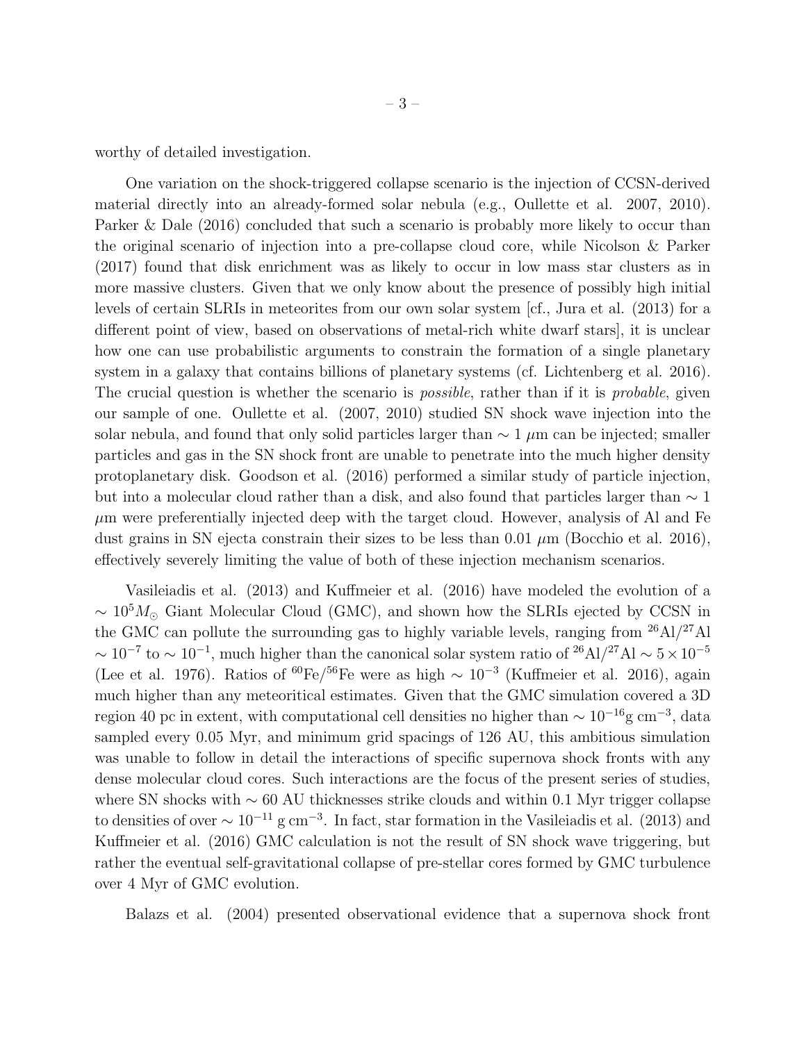worthy of detailed investigation.

One variation on the shock-triggered collapse scenario is the injection of CCSN-derived material directly into an already-formed solar nebula (e.g., Oullette et al. 2007, 2010). Parker & Dale (2016) concluded that such a scenario is probably more likely to occur than the original scenario of injection into a pre-collapse cloud core, while Nicolson & Parker (2017) found that disk enrichment was as likely to occur in low mass star clusters as in more massive clusters. Given that we only know about the presence of possibly high initial levels of certain SLRIs in meteorites from our own solar system [cf., Jura et al. (2013) for a different point of view, based on observations of metal-rich white dwarf stars], it is unclear how one can use probabilistic arguments to constrain the formation of a single planetary system in a galaxy that contains billions of planetary systems (cf. Lichtenberg et al. 2016). The crucial question is whether the scenario is *possible*, rather than if it is *probable*, given our sample of one. Oullette et al. (2007, 2010) studied SN shock wave injection into the solar nebula, and found that only solid particles larger than $\sim 1$ $\mu$m can be injected; smaller particles and gas in the SN shock front are unable to penetrate into the much higher density protoplanetary disk. Goodson et al. (2016) performed a similar study of particle injection, but into a molecular cloud rather than a disk, and also found that particles larger than $\sim 1$ $\mu$m were preferentially injected deep with the target cloud. However, analysis of Al and Fe dust grains in SN ejecta constrain their sizes to be less than 0.01 $\mu$m (Bocchio et al. 2016), effectively severely limiting the value of both of these injection mechanism scenarios.

Vasileiadis et al. (2013) and Kuffmeier et al. (2016) have modeled the evolution of a $\sim 10^5 M_\odot$ Giant Molecular Cloud (GMC), and shown how the SLRIs ejected by CCSN in the GMC can pollute the surrounding gas to highly variable levels, ranging from $^{26}$Al/$^{27}$Al $\sim 10^{-7}$ to $\sim 10^{-1}$, much higher than the canonical solar system ratio of $^{26}$Al/$^{27}$Al $\sim 5 \times 10^{-5}$ (Lee et al. 1976). Ratios of $^{60}$Fe/$^{56}$Fe were as high $\sim 10^{-3}$ (Kuffmeier et al. 2016), again much higher than any meteoritical estimates. Given that the GMC simulation covered a 3D region 40 pc in extent, with computational cell densities no higher than $\sim 10^{-16}$g cm$^{-3}$, data sampled every 0.05 Myr, and minimum grid spacings of 126 AU, this ambitious simulation was unable to follow in detail the interactions of specific supernova shock fronts with any dense molecular cloud cores. Such interactions are the focus of the present series of studies, where SN shocks with $\sim 60$ AU thicknesses strike clouds and within 0.1 Myr trigger collapse to densities of over $\sim 10^{-11}$ g cm$^{-3}$. In fact, star formation in the Vasileiadis et al. (2013) and Kuffmeier et al. (2016) GMC calculation is not the result of SN shock wave triggering, but rather the eventual self-gravitational collapse of pre-stellar cores formed by GMC turbulence over 4 Myr of GMC evolution.

Balazs et al. (2004) presented observational evidence that a supernova shock front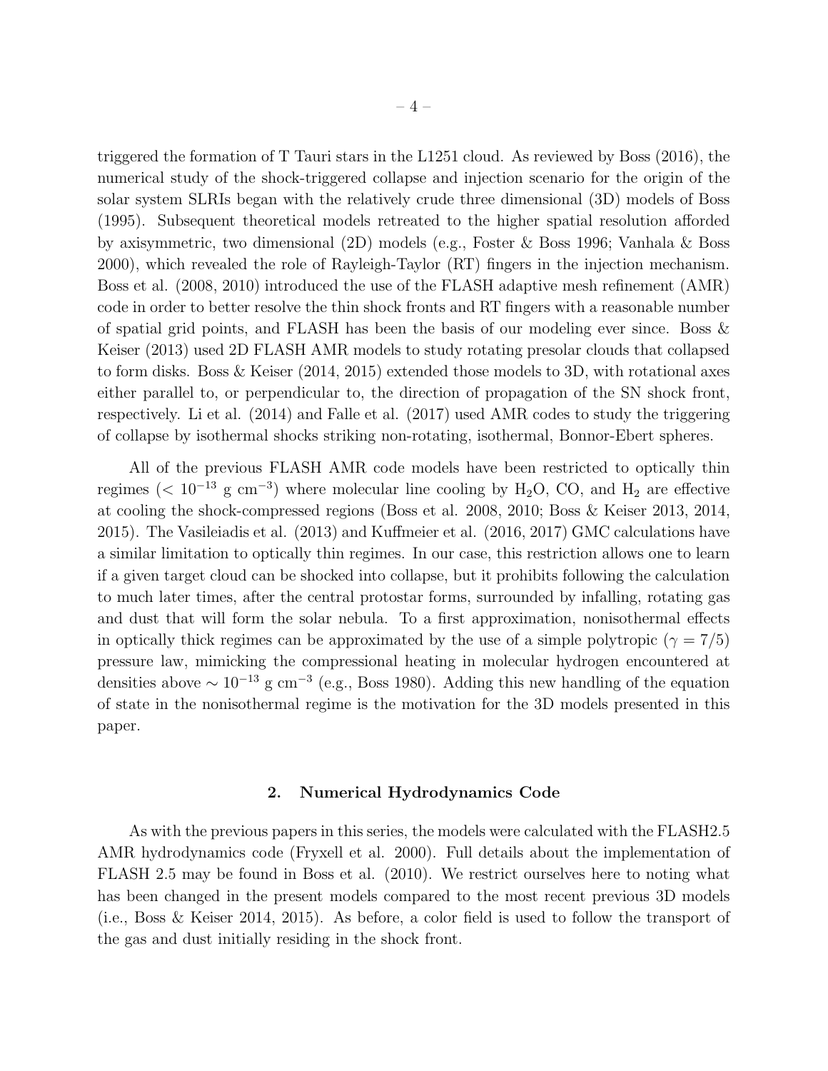triggered the formation of T Tauri stars in the L1251 cloud. As reviewed by Boss (2016), the numerical study of the shock-triggered collapse and injection scenario for the origin of the solar system SLRIs began with the relatively crude three dimensional (3D) models of Boss (1995). Subsequent theoretical models retreated to the higher spatial resolution afforded by axisymmetric, two dimensional (2D) models (e.g., Foster & Boss 1996; Vanhala & Boss 2000), which revealed the role of Rayleigh-Taylor (RT) fingers in the injection mechanism. Boss et al. (2008, 2010) introduced the use of the FLASH adaptive mesh refinement (AMR) code in order to better resolve the thin shock fronts and RT fingers with a reasonable number of spatial grid points, and FLASH has been the basis of our modeling ever since. Boss & Keiser (2013) used 2D FLASH AMR models to study rotating presolar clouds that collapsed to form disks. Boss & Keiser (2014, 2015) extended those models to 3D, with rotational axes either parallel to, or perpendicular to, the direction of propagation of the SN shock front, respectively. Li et al. (2014) and Falle et al. (2017) used AMR codes to study the triggering of collapse by isothermal shocks striking non-rotating, isothermal, Bonnor-Ebert spheres.

All of the previous FLASH AMR code models have been restricted to optically thin regimes ($< 10^{-13}$ g cm$^{-3}$) where molecular line cooling by $H_2O$, CO, and $H_2$ are effective at cooling the shock-compressed regions (Boss et al. 2008, 2010; Boss & Keiser 2013, 2014, 2015). The Vasileiadis et al. (2013) and Kuffmeier et al. (2016, 2017) GMC calculations have a similar limitation to optically thin regimes. In our case, this restriction allows one to learn if a given target cloud can be shocked into collapse, but it prohibits following the calculation to much later times, after the central protostar forms, surrounded by infalling, rotating gas and dust that will form the solar nebula. To a first approximation, nonisothermal effects in optically thick regimes can be approximated by the use of a simple polytropic ($\gamma = 7/5$) pressure law, mimicking the compressional heating in molecular hydrogen encountered at densities above $\sim 10^{-13}$ g cm$^{-3}$ (e.g., Boss 1980). Adding this new handling of the equation of state in the nonisothermal regime is the motivation for the 3D models presented in this paper.

## 2. Numerical Hydrodynamics Code

As with the previous papers in this series, the models were calculated with the FLASH2.5 AMR hydrodynamics code (Fryxell et al. 2000). Full details about the implementation of FLASH 2.5 may be found in Boss et al. (2010). We restrict ourselves here to noting what has been changed in the present models compared to the most recent previous 3D models (i.e., Boss & Keiser 2014, 2015). As before, a color field is used to follow the transport of the gas and dust initially residing in the shock front.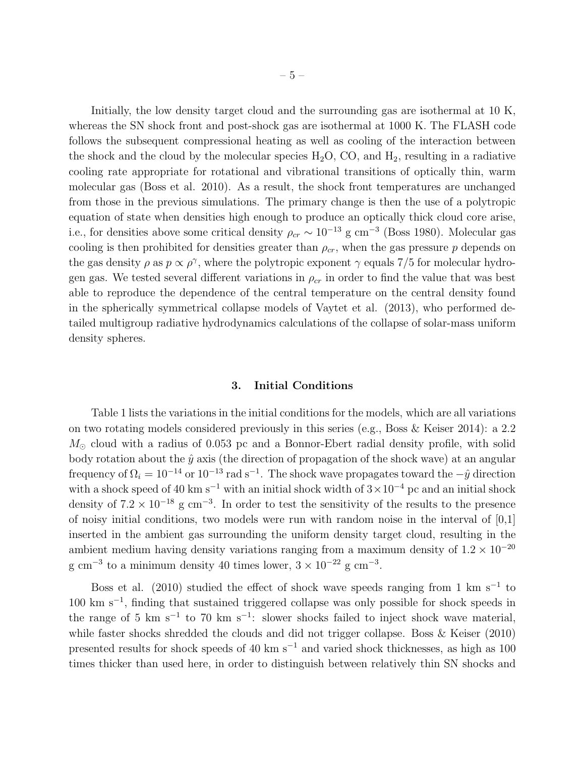Initially, the low density target cloud and the surrounding gas are isothermal at 10 K, whereas the SN shock front and post-shock gas are isothermal at 1000 K. The FLASH code follows the subsequent compressional heating as well as cooling of the interaction between the shock and the cloud by the molecular species $H_2O$, CO, and $H_2$, resulting in a radiative cooling rate appropriate for rotational and vibrational transitions of optically thin, warm molecular gas (Boss et al. 2010). As a result, the shock front temperatures are unchanged from those in the previous simulations. The primary change is then the use of a polytropic equation of state when densities high enough to produce an optically thick cloud core arise, i.e., for densities above some critical density $\rho_{cr} \sim 10^{-13}$ g cm$^{-3}$ (Boss 1980). Molecular gas cooling is then prohibited for densities greater than $\rho_{cr}$, when the gas pressure $p$ depends on the gas density $\rho$ as $p \propto \rho^{\gamma}$, where the polytropic exponent $\gamma$ equals 7/5 for molecular hydrogen gas. We tested several different variations in $\rho_{cr}$ in order to find the value that was best able to reproduce the dependence of the central temperature on the central density found in the spherically symmetrical collapse models of Vaytet et al. (2013), who performed detailed multigroup radiative hydrodynamics calculations of the collapse of solar-mass uniform density spheres.

## 3. Initial Conditions

Table 1 lists the variations in the initial conditions for the models, which are all variations on two rotating models considered previously in this series (e.g., Boss & Keiser 2014): a 2.2 $M_\odot$ cloud with a radius of 0.053 pc and a Bonnor-Ebert radial density profile, with solid body rotation about the $\hat{y}$ axis (the direction of propagation of the shock wave) at an angular frequency of $\Omega_i = 10^{-14}$ or $10^{-13}$ rad s$^{-1}$. The shock wave propagates toward the $-\hat{y}$ direction with a shock speed of 40 km s$^{-1}$ with an initial shock width of $3 \times 10^{-4}$ pc and an initial shock density of $7.2 \times 10^{-18}$ g cm$^{-3}$. In order to test the sensitivity of the results to the presence of noisy initial conditions, two models were run with random noise in the interval of [0,1] inserted in the ambient gas surrounding the uniform density target cloud, resulting in the ambient medium having density variations ranging from a maximum density of $1.2 \times 10^{-20}$ g cm$^{-3}$ to a minimum density 40 times lower, $3 \times 10^{-22}$ g cm$^{-3}$.

Boss et al. (2010) studied the effect of shock wave speeds ranging from 1 km s$^{-1}$ to 100 km s$^{-1}$, finding that sustained triggered collapse was only possible for shock speeds in the range of 5 km s$^{-1}$ to 70 km s$^{-1}$: slower shocks failed to inject shock wave material, while faster shocks shredded the clouds and did not trigger collapse. Boss & Keiser (2010) presented results for shock speeds of 40 km s$^{-1}$ and varied shock thicknesses, as high as 100 times thicker than used here, in order to distinguish between relatively thin SN shocks and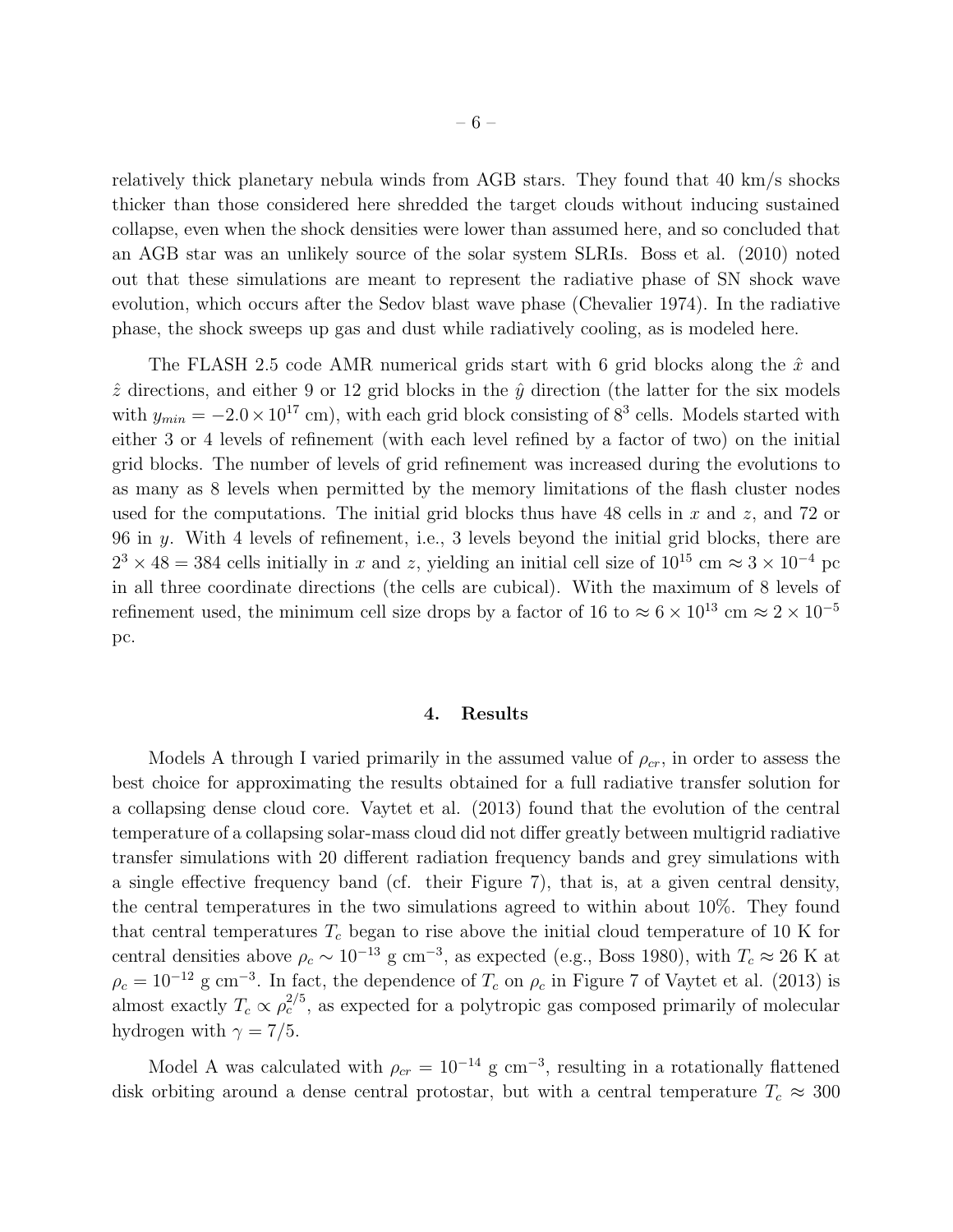relatively thick planetary nebula winds from AGB stars. They found that 40 km/s shocks thicker than those considered here shredded the target clouds without inducing sustained collapse, even when the shock densities were lower than assumed here, and so concluded that an AGB star was an unlikely source of the solar system SLRIs. Boss et al. (2010) noted out that these simulations are meant to represent the radiative phase of SN shock wave evolution, which occurs after the Sedov blast wave phase (Chevalier 1974). In the radiative phase, the shock sweeps up gas and dust while radiatively cooling, as is modeled here.

The FLASH 2.5 code AMR numerical grids start with 6 grid blocks along the $\hat{x}$ and $\hat{z}$ directions, and either 9 or 12 grid blocks in the $\hat{y}$ direction (the latter for the six models with $y_{min} = -2.0 \times 10^{17}$ cm), with each grid block consisting of $8^3$ cells. Models started with either 3 or 4 levels of refinement (with each level refined by a factor of two) on the initial grid blocks. The number of levels of grid refinement was increased during the evolutions to as many as 8 levels when permitted by the memory limitations of the flash cluster nodes used for the computations. The initial grid blocks thus have 48 cells in $x$ and $z$, and 72 or 96 in $y$. With 4 levels of refinement, i.e., 3 levels beyond the initial grid blocks, there are $2^3 \times 48 = 384$ cells initially in $x$ and $z$, yielding an initial cell size of $10^{15}$ cm $\approx 3 \times 10^{-4}$ pc in all three coordinate directions (the cells are cubical). With the maximum of 8 levels of refinement used, the minimum cell size drops by a factor of 16 to $\approx 6 \times 10^{13}$ cm $\approx 2 \times 10^{-5}$ pc.

## 4. Results

Models A through I varied primarily in the assumed value of $\rho_{cr}$, in order to assess the best choice for approximating the results obtained for a full radiative transfer solution for a collapsing dense cloud core. Vaytet et al. (2013) found that the evolution of the central temperature of a collapsing solar-mass cloud did not differ greatly between multigrid radiative transfer simulations with 20 different radiation frequency bands and grey simulations with a single effective frequency band (cf. their Figure 7), that is, at a given central density, the central temperatures in the two simulations agreed to within about 10%. They found that central temperatures $T_c$ began to rise above the initial cloud temperature of 10 K for central densities above $\rho_c \sim 10^{-13}$ g cm$^{-3}$, as expected (e.g., Boss 1980), with $T_c \approx 26$ K at $\rho_c = 10^{-12}$ g cm$^{-3}$. In fact, the dependence of $T_c$ on $\rho_c$ in Figure 7 of Vaytet et al. (2013) is almost exactly $T_c \propto \rho_c^{2/5}$, as expected for a polytropic gas composed primarily of molecular hydrogen with $\gamma = 7/5$.

Model A was calculated with $\rho_{cr} = 10^{-14}$ g cm$^{-3}$, resulting in a rotationally flattened disk orbiting around a dense central protostar, but with a central temperature $T_c \approx 300$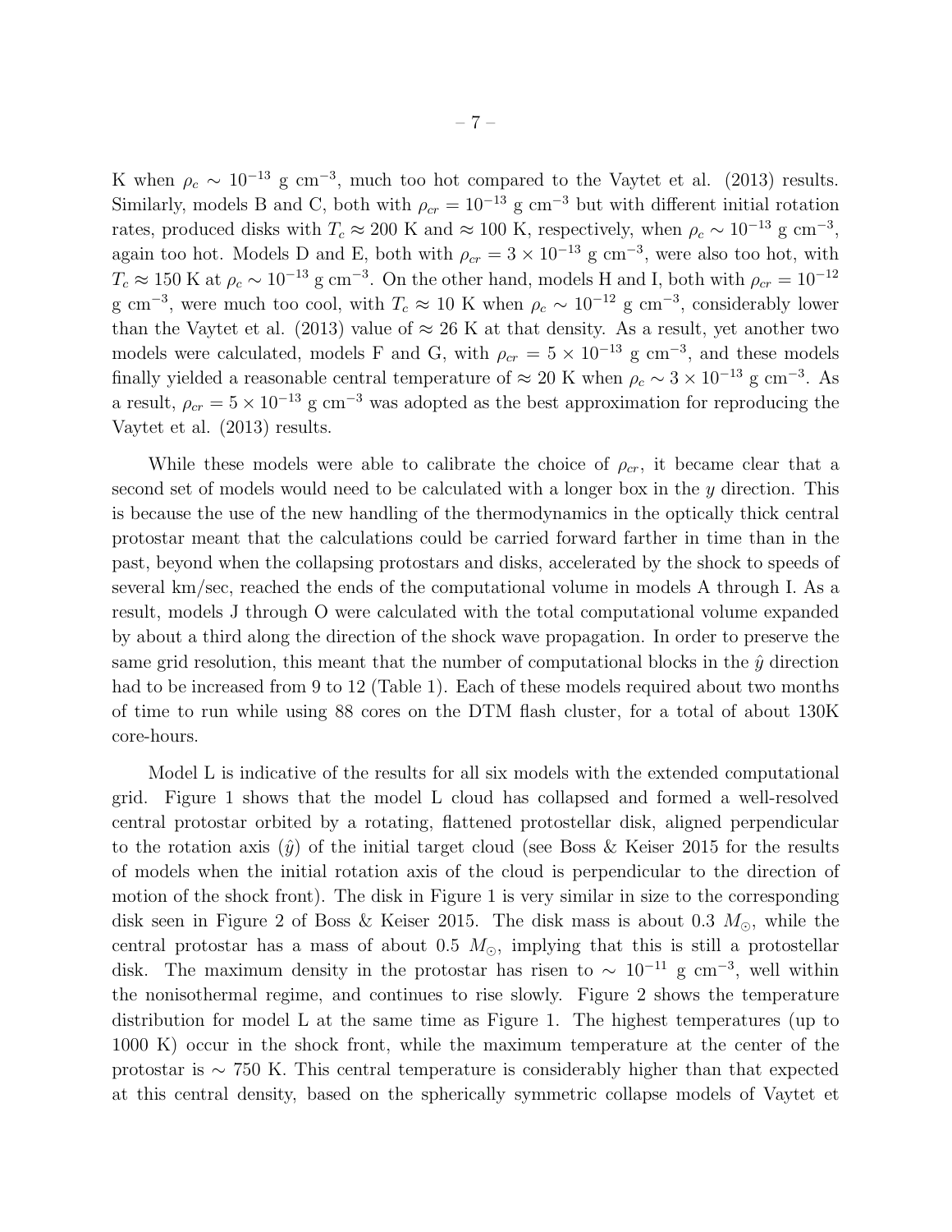K when $\rho_c \sim 10^{-13}$ g cm$^{-3}$, much too hot compared to the Vaytet et al. (2013) results. Similarly, models B and C, both with $\rho_{cr} = 10^{-13}$ g cm$^{-3}$ but with different initial rotation rates, produced disks with $T_c \approx 200$ K and $\approx 100$ K, respectively, when $\rho_c \sim 10^{-13}$ g cm$^{-3}$, again too hot. Models D and E, both with $\rho_{cr} = 3 \times 10^{-13}$ g cm$^{-3}$, were also too hot, with $T_c \approx 150$ K at $\rho_c \sim 10^{-13}$ g cm$^{-3}$. On the other hand, models H and I, both with $\rho_{cr} = 10^{-12}$ g cm$^{-3}$, were much too cool, with $T_c \approx 10$ K when $\rho_c \sim 10^{-12}$ g cm$^{-3}$, considerably lower than the Vaytet et al. (2013) value of $\approx 26$ K at that density. As a result, yet another two models were calculated, models F and G, with $\rho_{cr} = 5 \times 10^{-13}$ g cm$^{-3}$, and these models finally yielded a reasonable central temperature of $\approx 20$ K when $\rho_c \sim 3 \times 10^{-13}$ g cm$^{-3}$. As a result, $\rho_{cr} = 5 \times 10^{-13}$ g cm$^{-3}$ was adopted as the best approximation for reproducing the Vaytet et al. (2013) results.

While these models were able to calibrate the choice of $\rho_{cr}$, it became clear that a second set of models would need to be calculated with a longer box in the $y$ direction. This is because the use of the new handling of the thermodynamics in the optically thick central protostar meant that the calculations could be carried forward farther in time than in the past, beyond when the collapsing protostars and disks, accelerated by the shock to speeds of several km/sec, reached the ends of the computational volume in models A through I. As a result, models J through O were calculated with the total computational volume expanded by about a third along the direction of the shock wave propagation. In order to preserve the same grid resolution, this meant that the number of computational blocks in the $\hat{y}$ direction had to be increased from 9 to 12 (Table 1). Each of these models required about two months of time to run while using 88 cores on the DTM flash cluster, for a total of about 130K core-hours.

Model L is indicative of the results for all six models with the extended computational grid. Figure 1 shows that the model L cloud has collapsed and formed a well-resolved central protostar orbited by a rotating, flattened protostellar disk, aligned perpendicular to the rotation axis ($\hat{y}$) of the initial target cloud (see Boss & Keiser 2015 for the results of models when the initial rotation axis of the cloud is perpendicular to the direction of motion of the shock front). The disk in Figure 1 is very similar in size to the corresponding disk seen in Figure 2 of Boss & Keiser 2015. The disk mass is about 0.3 $M_\odot$, while the central protostar has a mass of about 0.5 $M_\odot$, implying that this is still a protostellar disk. The maximum density in the protostar has risen to $\sim 10^{-11}$ g cm$^{-3}$, well within the nonisothermal regime, and continues to rise slowly. Figure 2 shows the temperature distribution for model L at the same time as Figure 1. The highest temperatures (up to 1000 K) occur in the shock front, while the maximum temperature at the center of the protostar is $\sim 750$ K. This central temperature is considerably higher than that expected at this central density, based on the spherically symmetric collapse models of Vaytet et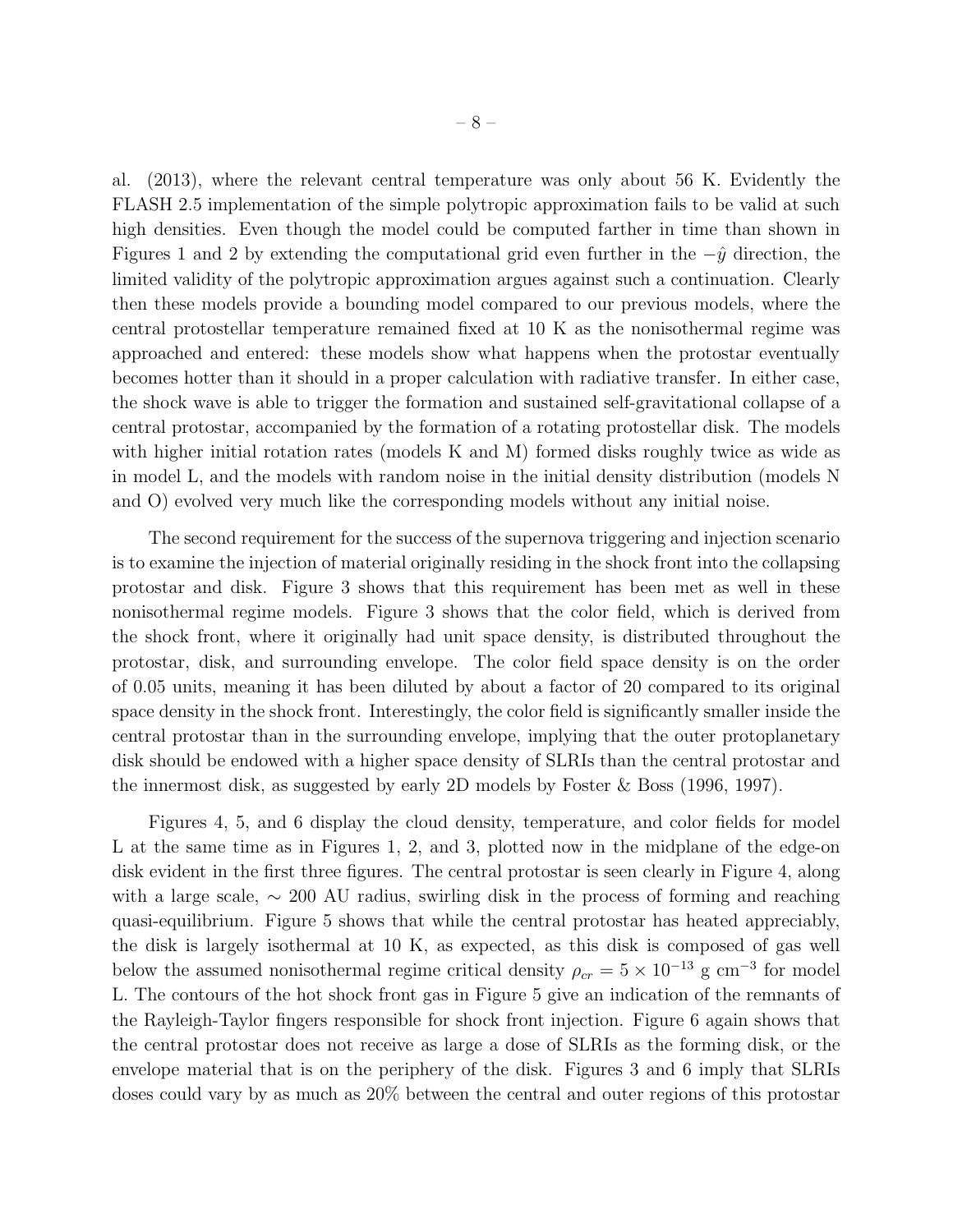al. (2013), where the relevant central temperature was only about 56 K. Evidently the FLASH 2.5 implementation of the simple polytropic approximation fails to be valid at such high densities. Even though the model could be computed farther in time than shown in Figures 1 and 2 by extending the computational grid even further in the $-\hat{y}$ direction, the limited validity of the polytropic approximation argues against such a continuation. Clearly then these models provide a bounding model compared to our previous models, where the central protostellar temperature remained fixed at 10 K as the nonisothermal regime was approached and entered: these models show what happens when the protostar eventually becomes hotter than it should in a proper calculation with radiative transfer. In either case, the shock wave is able to trigger the formation and sustained self-gravitational collapse of a central protostar, accompanied by the formation of a rotating protostellar disk. The models with higher initial rotation rates (models K and M) formed disks roughly twice as wide as in model L, and the models with random noise in the initial density distribution (models N and O) evolved very much like the corresponding models without any initial noise.

The second requirement for the success of the supernova triggering and injection scenario is to examine the injection of material originally residing in the shock front into the collapsing protostar and disk. Figure 3 shows that this requirement has been met as well in these nonisothermal regime models. Figure 3 shows that the color field, which is derived from the shock front, where it originally had unit space density, is distributed throughout the protostar, disk, and surrounding envelope. The color field space density is on the order of 0.05 units, meaning it has been diluted by about a factor of 20 compared to its original space density in the shock front. Interestingly, the color field is significantly smaller inside the central protostar than in the surrounding envelope, implying that the outer protoplanetary disk should be endowed with a higher space density of SLRIs than the central protostar and the innermost disk, as suggested by early 2D models by Foster & Boss (1996, 1997).

Figures 4, 5, and 6 display the cloud density, temperature, and color fields for model L at the same time as in Figures 1, 2, and 3, plotted now in the midplane of the edge-on disk evident in the first three figures. The central protostar is seen clearly in Figure 4, along with a large scale, $\sim$ 200 AU radius, swirling disk in the process of forming and reaching quasi-equilibrium. Figure 5 shows that while the central protostar has heated appreciably, the disk is largely isothermal at 10 K, as expected, as this disk is composed of gas well below the assumed nonisothermal regime critical density $\rho_{cr} = 5 \times 10^{-13}$ g cm$^{-3}$ for model L. The contours of the hot shock front gas in Figure 5 give an indication of the remnants of the Rayleigh-Taylor fingers responsible for shock front injection. Figure 6 again shows that the central protostar does not receive as large a dose of SLRIs as the forming disk, or the envelope material that is on the periphery of the disk. Figures 3 and 6 imply that SLRIs doses could vary by as much as 20% between the central and outer regions of this protostar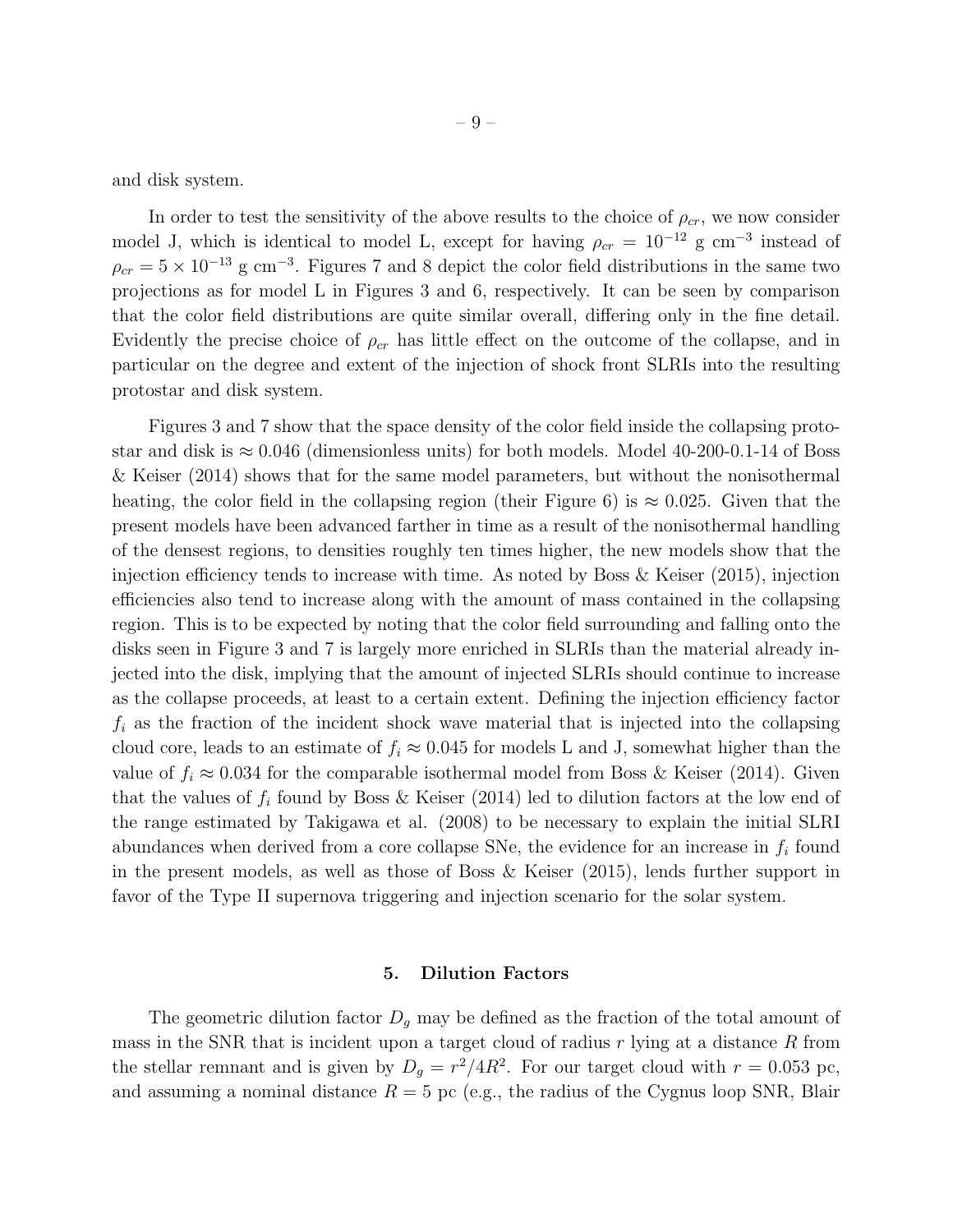and disk system.

In order to test the sensitivity of the above results to the choice of $\rho_{cr}$, we now consider model J, which is identical to model L, except for having $\rho_{cr} = 10^{-12}$ g cm$^{-3}$ instead of $\rho_{cr} = 5 \times 10^{-13}$ g cm$^{-3}$. Figures 7 and 8 depict the color field distributions in the same two projections as for model L in Figures 3 and 6, respectively. It can be seen by comparison that the color field distributions are quite similar overall, differing only in the fine detail. Evidently the precise choice of $\rho_{cr}$ has little effect on the outcome of the collapse, and in particular on the degree and extent of the injection of shock front SLRIs into the resulting protostar and disk system.

Figures 3 and 7 show that the space density of the color field inside the collapsing protostar and disk is $\approx 0.046$ (dimensionless units) for both models. Model 40-200-0.1-14 of Boss & Keiser (2014) shows that for the same model parameters, but without the nonisothermal heating, the color field in the collapsing region (their Figure 6) is $\approx 0.025$. Given that the present models have been advanced farther in time as a result of the nonisothermal handling of the densest regions, to densities roughly ten times higher, the new models show that the injection efficiency tends to increase with time. As noted by Boss & Keiser (2015), injection efficiencies also tend to increase along with the amount of mass contained in the collapsing region. This is to be expected by noting that the color field surrounding and falling onto the disks seen in Figure 3 and 7 is largely more enriched in SLRIs than the material already injected into the disk, implying that the amount of injected SLRIs should continue to increase as the collapse proceeds, at least to a certain extent. Defining the injection efficiency factor $f_i$ as the fraction of the incident shock wave material that is injected into the collapsing cloud core, leads to an estimate of $f_i \approx 0.045$ for models L and J, somewhat higher than the value of $f_i \approx 0.034$ for the comparable isothermal model from Boss & Keiser (2014). Given that the values of $f_i$ found by Boss & Keiser (2014) led to dilution factors at the low end of the range estimated by Takigawa et al. (2008) to be necessary to explain the initial SLRI abundances when derived from a core collapse SNe, the evidence for an increase in $f_i$ found in the present models, as well as those of Boss & Keiser (2015), lends further support in favor of the Type II supernova triggering and injection scenario for the solar system.

## 5. Dilution Factors

The geometric dilution factor $D_g$ may be defined as the fraction of the total amount of mass in the SNR that is incident upon a target cloud of radius $r$ lying at a distance $R$ from the stellar remnant and is given by $D_g = r^2/4R^2$. For our target cloud with $r = 0.053$ pc, and assuming a nominal distance $R = 5$ pc (e.g., the radius of the Cygnus loop SNR, Blair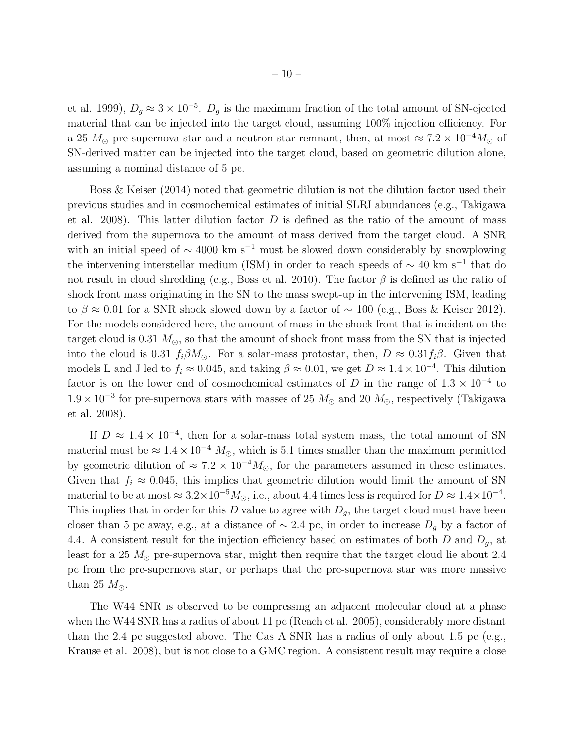et al. 1999), $D_g \approx 3 \times 10^{-5}$. $D_g$ is the maximum fraction of the total amount of SN-ejected material that can be injected into the target cloud, assuming 100% injection efficiency. For a 25 $M_\odot$ pre-supernova star and a neutron star remnant, then, at most $\approx 7.2 \times 10^{-4} M_\odot$ of SN-derived matter can be injected into the target cloud, based on geometric dilution alone, assuming a nominal distance of 5 pc.

Boss & Keiser (2014) noted that geometric dilution is not the dilution factor used their previous studies and in cosmochemical estimates of initial SLRI abundances (e.g., Takigawa et al. 2008). This latter dilution factor $D$ is defined as the ratio of the amount of mass derived from the supernova to the amount of mass derived from the target cloud. A SNR with an initial speed of $\sim$ 4000 km s$^{-1}$ must be slowed down considerably by snowplowing the intervening interstellar medium (ISM) in order to reach speeds of $\sim$ 40 km s$^{-1}$ that do not result in cloud shredding (e.g., Boss et al. 2010). The factor $\beta$ is defined as the ratio of shock front mass originating in the SN to the mass swept-up in the intervening ISM, leading to $\beta \approx 0.01$ for a SNR shock slowed down by a factor of $\sim$ 100 (e.g., Boss & Keiser 2012). For the models considered here, the amount of mass in the shock front that is incident on the target cloud is 0.31 $M_\odot$, so that the amount of shock front mass from the SN that is injected into the cloud is 0.31 $f_i \beta M_\odot$. For a solar-mass protostar, then, $D \approx 0.31 f_i \beta$. Given that models L and J led to $f_i \approx 0.045$, and taking $\beta \approx 0.01$, we get $D \approx 1.4 \times 10^{-4}$. This dilution factor is on the lower end of cosmochemical estimates of $D$ in the range of $1.3 \times 10^{-4}$ to $1.9 \times 10^{-3}$ for pre-supernova stars with masses of 25 $M_\odot$ and 20 $M_\odot$, respectively (Takigawa et al. 2008).

If $D \approx 1.4 \times 10^{-4}$, then for a solar-mass total system mass, the total amount of SN material must be $\approx 1.4 \times 10^{-4}$ $M_\odot$, which is 5.1 times smaller than the maximum permitted by geometric dilution of $\approx 7.2 \times 10^{-4} M_\odot$, for the parameters assumed in these estimates. Given that $f_i \approx 0.045$, this implies that geometric dilution would limit the amount of SN material to be at most $\approx 3.2 \times 10^{-5} M_\odot$, i.e., about 4.4 times less is required for $D \approx 1.4 \times 10^{-4}$. This implies that in order for this $D$ value to agree with $D_g$, the target cloud must have been closer than 5 pc away, e.g., at a distance of $\sim$ 2.4 pc, in order to increase $D_g$ by a factor of 4.4. A consistent result for the injection efficiency based on estimates of both $D$ and $D_g$, at least for a 25 $M_\odot$ pre-supernova star, might then require that the target cloud lie about 2.4 pc from the pre-supernova star, or perhaps that the pre-supernova star was more massive than 25 $M_\odot$.

The W44 SNR is observed to be compressing an adjacent molecular cloud at a phase when the W44 SNR has a radius of about 11 pc (Reach et al. 2005), considerably more distant than the 2.4 pc suggested above. The Cas A SNR has a radius of only about 1.5 pc (e.g., Krause et al. 2008), but is not close to a GMC region. A consistent result may require a close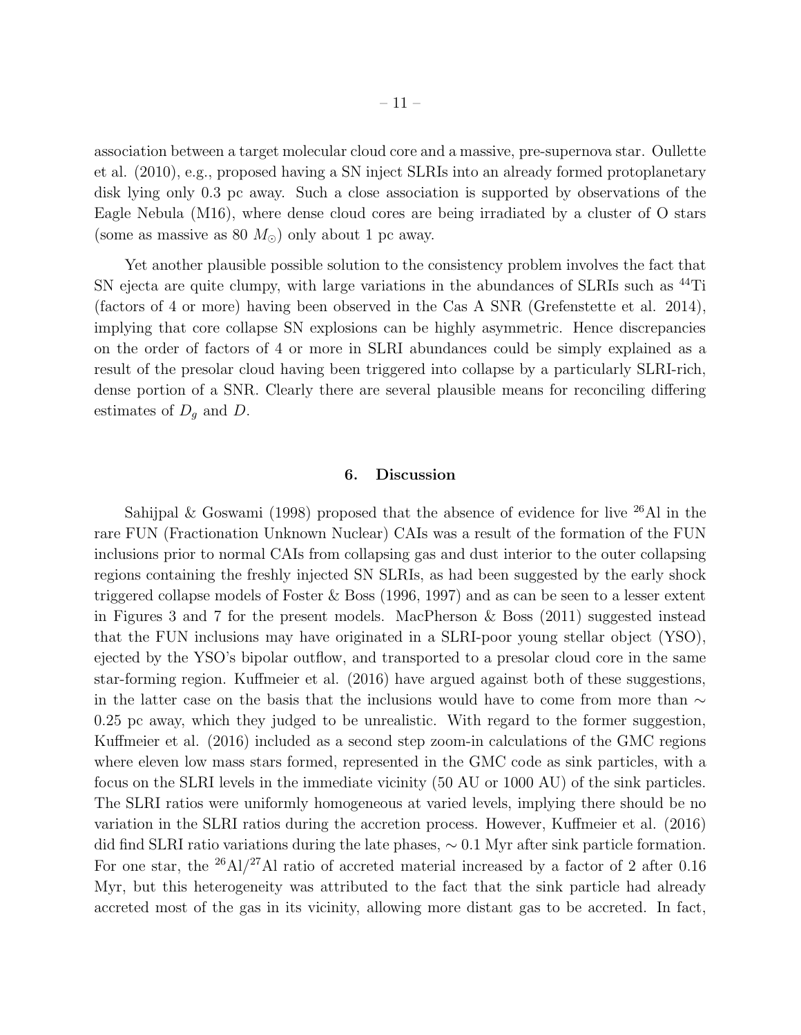association between a target molecular cloud core and a massive, pre-supernova star. Oullette et al. (2010), e.g., proposed having a SN inject SLRIs into an already formed protoplanetary disk lying only 0.3 pc away. Such a close association is supported by observations of the Eagle Nebula (M16), where dense cloud cores are being irradiated by a cluster of O stars (some as massive as 80 $M_\odot$) only about 1 pc away.

Yet another plausible possible solution to the consistency problem involves the fact that SN ejecta are quite clumpy, with large variations in the abundances of SLRIs such as $^{44}$Ti (factors of 4 or more) having been observed in the Cas A SNR (Grefenstette et al. 2014), implying that core collapse SN explosions can be highly asymmetric. Hence discrepancies on the order of factors of 4 or more in SLRI abundances could be simply explained as a result of the presolar cloud having been triggered into collapse by a particularly SLRI-rich, dense portion of a SNR. Clearly there are several plausible means for reconciling differing estimates of $D_g$ and $D$.

## 6. Discussion

Sahijpal & Goswami (1998) proposed that the absence of evidence for live $^{26}$Al in the rare FUN (Fractionation Unknown Nuclear) CAIs was a result of the formation of the FUN inclusions prior to normal CAIs from collapsing gas and dust interior to the outer collapsing regions containing the freshly injected SN SLRIs, as had been suggested by the early shock triggered collapse models of Foster & Boss (1996, 1997) and as can be seen to a lesser extent in Figures 3 and 7 for the present models. MacPherson & Boss (2011) suggested instead that the FUN inclusions may have originated in a SLRI-poor young stellar object (YSO), ejected by the YSO's bipolar outflow, and transported to a presolar cloud core in the same star-forming region. Kuffmeier et al. (2016) have argued against both of these suggestions, in the latter case on the basis that the inclusions would have to come from more than $\sim$ 0.25 pc away, which they judged to be unrealistic. With regard to the former suggestion, Kuffmeier et al. (2016) included as a second step zoom-in calculations of the GMC regions where eleven low mass stars formed, represented in the GMC code as sink particles, with a focus on the SLRI levels in the immediate vicinity (50 AU or 1000 AU) of the sink particles. The SLRI ratios were uniformly homogeneous at varied levels, implying there should be no variation in the SLRI ratios during the accretion process. However, Kuffmeier et al. (2016) did find SLRI ratio variations during the late phases, $\sim$ 0.1 Myr after sink particle formation. For one star, the $^{26}$Al/$^{27}$Al ratio of accreted material increased by a factor of 2 after 0.16 Myr, but this heterogeneity was attributed to the fact that the sink particle had already accreted most of the gas in its vicinity, allowing more distant gas to be accreted. In fact,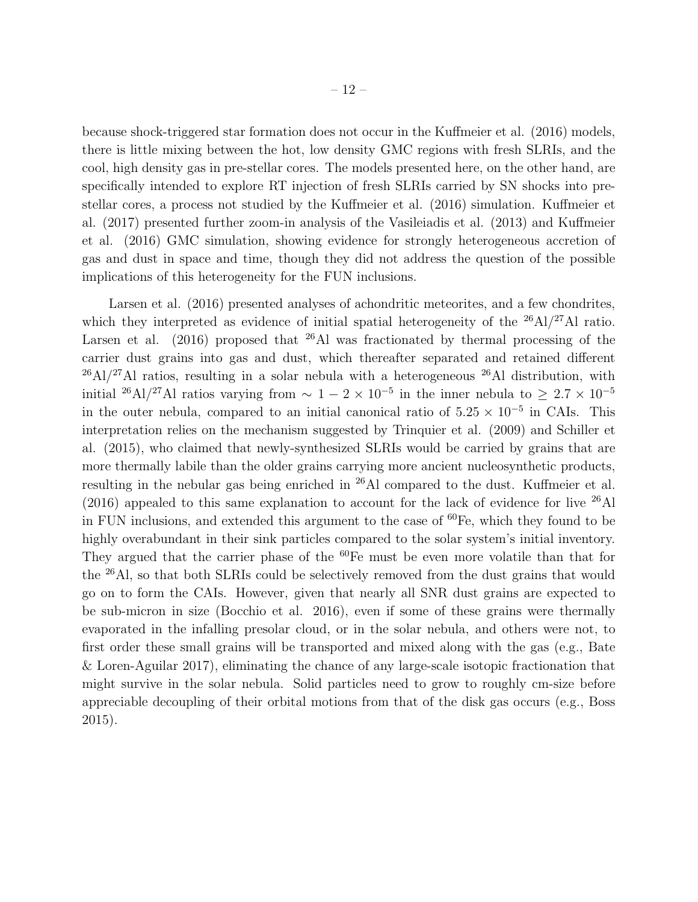because shock-triggered star formation does not occur in the Kuffmeier et al. (2016) models, there is little mixing between the hot, low density GMC regions with fresh SLRIs, and the cool, high density gas in pre-stellar cores. The models presented here, on the other hand, are specifically intended to explore RT injection of fresh SLRIs carried by SN shocks into pre-stellar cores, a process not studied by the Kuffmeier et al. (2016) simulation. Kuffmeier et al. (2017) presented further zoom-in analysis of the Vasileiadis et al. (2013) and Kuffmeier et al. (2016) GMC simulation, showing evidence for strongly heterogeneous accretion of gas and dust in space and time, though they did not address the question of the possible implications of this heterogeneity for the FUN inclusions.

Larsen et al. (2016) presented analyses of achondritic meteorites, and a few chondrites, which they interpreted as evidence of initial spatial heterogeneity of the $^{26}$Al/$^{27}$Al ratio. Larsen et al. (2016) proposed that $^{26}$Al was fractionated by thermal processing of the carrier dust grains into gas and dust, which thereafter separated and retained different $^{26}$Al/$^{27}$Al ratios, resulting in a solar nebula with a heterogeneous $^{26}$Al distribution, with initial $^{26}$Al/$^{27}$Al ratios varying from $\sim 1 - 2 \times 10^{-5}$ in the inner nebula to $\geq 2.7 \times 10^{-5}$ in the outer nebula, compared to an initial canonical ratio of $5.25 \times 10^{-5}$ in CAIs. This interpretation relies on the mechanism suggested by Trinquier et al. (2009) and Schiller et al. (2015), who claimed that newly-synthesized SLRIs would be carried by grains that are more thermally labile than the older grains carrying more ancient nucleosynthetic products, resulting in the nebular gas being enriched in $^{26}$Al compared to the dust. Kuffmeier et al. (2016) appealed to this same explanation to account for the lack of evidence for live $^{26}$Al in FUN inclusions, and extended this argument to the case of $^{60}$Fe, which they found to be highly overabundant in their sink particles compared to the solar system's initial inventory. They argued that the carrier phase of the $^{60}$Fe must be even more volatile than that for the $^{26}$Al, so that both SLRIs could be selectively removed from the dust grains that would go on to form the CAIs. However, given that nearly all SNR dust grains are expected to be sub-micron in size (Bocchio et al. 2016), even if some of these grains were thermally evaporated in the infalling presolar cloud, or in the solar nebula, and others were not, to first order these small grains will be transported and mixed along with the gas (e.g., Bate & Loren-Aguilar 2017), eliminating the chance of any large-scale isotopic fractionation that might survive in the solar nebula. Solid particles need to grow to roughly cm-size before appreciable decoupling of their orbital motions from that of the disk gas occurs (e.g., Boss 2015).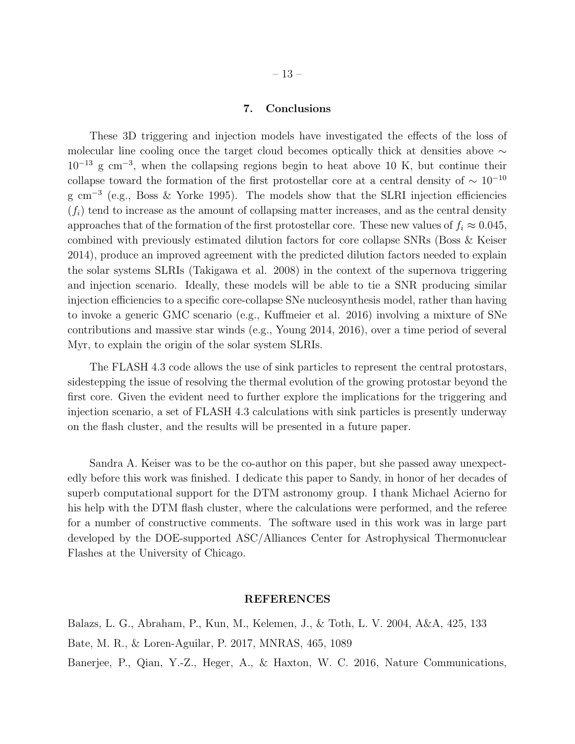## 7. Conclusions

These 3D triggering and injection models have investigated the effects of the loss of molecular line cooling once the target cloud becomes optically thick at densities above $\sim 10^{-13}$ g cm$^{-3}$, when the collapsing regions begin to heat above 10 K, but continue their collapse toward the formation of the first protostellar core at a central density of $\sim 10^{-10}$ g cm$^{-3}$ (e.g., Boss & Yorke 1995). The models show that the SLRI injection efficiencies ($f_i$) tend to increase as the amount of collapsing matter increases, and as the central density approaches that of the formation of the first protostellar core. These new values of $f_i \approx 0.045$, combined with previously estimated dilution factors for core collapse SNRs (Boss & Keiser 2014), produce an improved agreement with the predicted dilution factors needed to explain the solar systems SLRIs (Takigawa et al. 2008) in the context of the supernova triggering and injection scenario. Ideally, these models will be able to tie a SNR producing similar injection efficiencies to a specific core-collapse SNe nucleosynthesis model, rather than having to invoke a generic GMC scenario (e.g., Kuffmeier et al. 2016) involving a mixture of SNe contributions and massive star winds (e.g., Young 2014, 2016), over a time period of several Myr, to explain the origin of the solar system SLRIs.

The FLASH 4.3 code allows the use of sink particles to represent the central protostars, sidestepping the issue of resolving the thermal evolution of the growing protostar beyond the first core. Given the evident need to further explore the implications for the triggering and injection scenario, a set of FLASH 4.3 calculations with sink particles is presently underway on the flash cluster, and the results will be presented in a future paper.

Sandra A. Keiser was to be the co-author on this paper, but she passed away unexpectedly before this work was finished. I dedicate this paper to Sandy, in honor of her decades of superb computational support for the DTM astronomy group. I thank Michael Acierno for his help with the DTM flash cluster, where the calculations were performed, and the referee for a number of constructive comments. The software used in this work was in large part developed by the DOE-supported ASC/Alliances Center for Astrophysical Thermonuclear Flashes at the University of Chicago.

## REFERENCES

Balazs, L. G., Abraham, P., Kun, M., Kelemen, J., & Toth, L. V. 2004, A&A, 425, 133

Bate, M. R., & Loren-Aguilar, P. 2017, MNRAS, 465, 1089

Banerjee, P., Qian, Y.-Z., Heger, A., & Haxton, W. C. 2016, Nature Communications,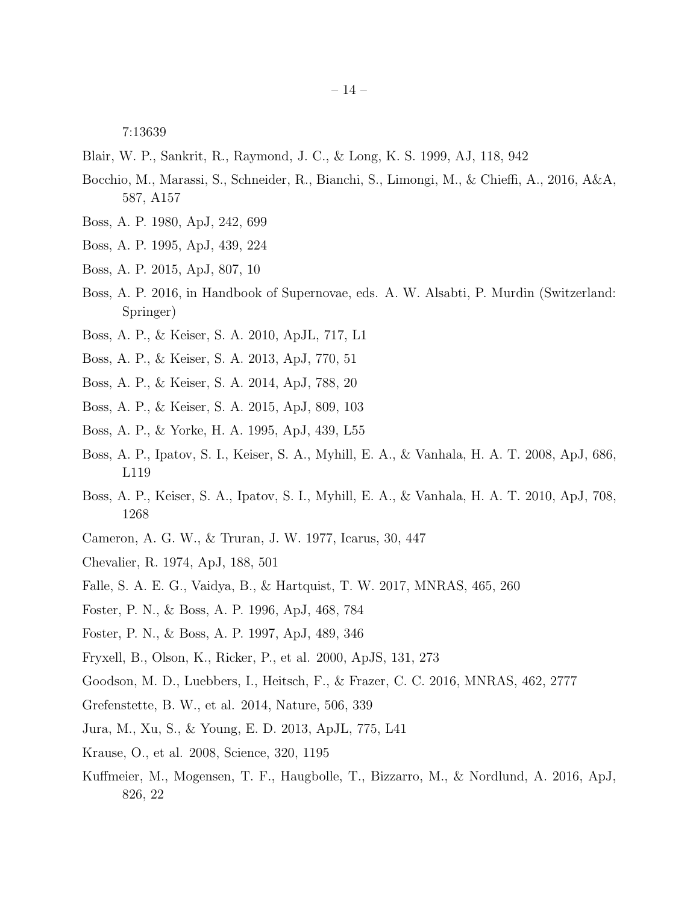7:13639

Blair, W. P., Sankrit, R., Raymond, J. C., & Long, K. S. 1999, AJ, 118, 942

Bocchio, M., Marassi, S., Schneider, R., Bianchi, S., Limongi, M., & Chieffi, A., 2016, A&A, 587, A157

Boss, A. P. 1980, ApJ, 242, 699

Boss, A. P. 1995, ApJ, 439, 224

Boss, A. P. 2015, ApJ, 807, 10

Boss, A. P. 2016, in Handbook of Supernovae, eds. A. W. Alsabti, P. Murdin (Switzerland: Springer)

Boss, A. P., & Keiser, S. A. 2010, ApJL, 717, L1

Boss, A. P., & Keiser, S. A. 2013, ApJ, 770, 51

Boss, A. P., & Keiser, S. A. 2014, ApJ, 788, 20

Boss, A. P., & Keiser, S. A. 2015, ApJ, 809, 103

Boss, A. P., & Yorke, H. A. 1995, ApJ, 439, L55

Boss, A. P., Ipatov, S. I., Keiser, S. A., Myhill, E. A., & Vanhala, H. A. T. 2008, ApJ, 686, L119

Boss, A. P., Keiser, S. A., Ipatov, S. I., Myhill, E. A., & Vanhala, H. A. T. 2010, ApJ, 708, 1268

Cameron, A. G. W., & Truran, J. W. 1977, Icarus, 30, 447

Chevalier, R. 1974, ApJ, 188, 501

Falle, S. A. E. G., Vaidya, B., & Hartquist, T. W. 2017, MNRAS, 465, 260

Foster, P. N., & Boss, A. P. 1996, ApJ, 468, 784

Foster, P. N., & Boss, A. P. 1997, ApJ, 489, 346

Fryxell, B., Olson, K., Ricker, P., et al. 2000, ApJS, 131, 273

Goodson, M. D., Luebbers, I., Heitsch, F., & Frazer, C. C. 2016, MNRAS, 462, 2777

Grefenstette, B. W., et al. 2014, Nature, 506, 339

Jura, M., Xu, S., & Young, E. D. 2013, ApJL, 775, L41

Krause, O., et al. 2008, Science, 320, 1195

Kuffmeier, M., Mogensen, T. F., Haugbolle, T., Bizzarro, M., & Nordlund, A. 2016, ApJ, 826, 22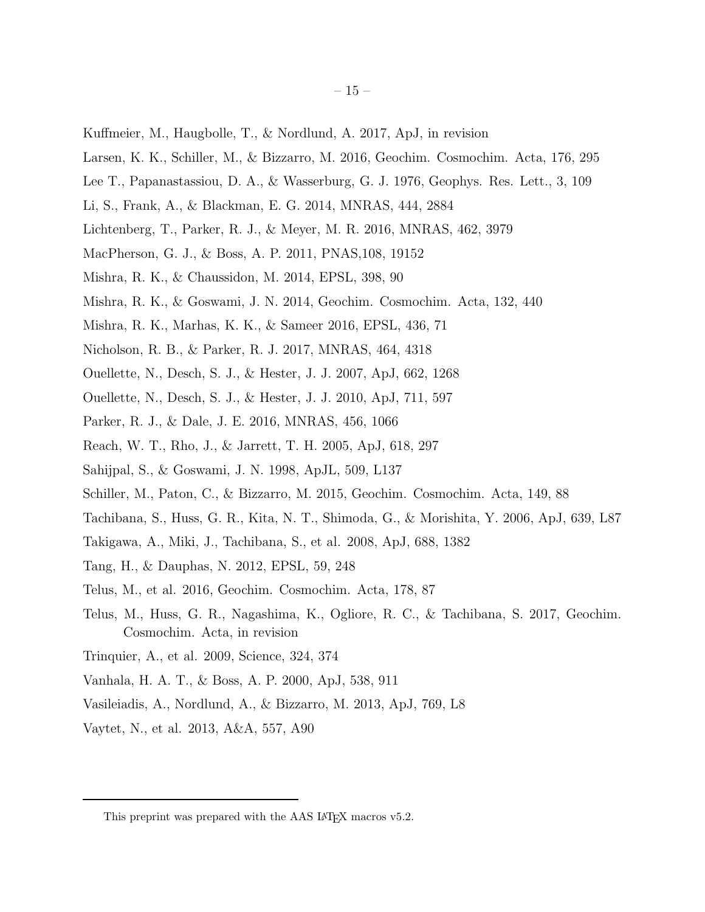Kuffmeier, M., Haugbolle, T., & Nordlund, A. 2017, ApJ, in revision

Larsen, K. K., Schiller, M., & Bizzarro, M. 2016, Geochim. Cosmochim. Acta, 176, 295

Lee T., Papanastassiou, D. A., & Wasserburg, G. J. 1976, Geophys. Res. Lett., 3, 109

Li, S., Frank, A., & Blackman, E. G. 2014, MNRAS, 444, 2884

Lichtenberg, T., Parker, R. J., & Meyer, M. R. 2016, MNRAS, 462, 3979

MacPherson, G. J., & Boss, A. P. 2011, PNAS,108, 19152

Mishra, R. K., & Chaussidon, M. 2014, EPSL, 398, 90

Mishra, R. K., & Goswami, J. N. 2014, Geochim. Cosmochim. Acta, 132, 440

Mishra, R. K., Marhas, K. K., & Sameer 2016, EPSL, 436, 71

Nicholson, R. B., & Parker, R. J. 2017, MNRAS, 464, 4318

Ouellette, N., Desch, S. J., & Hester, J. J. 2007, ApJ, 662, 1268

Ouellette, N., Desch, S. J., & Hester, J. J. 2010, ApJ, 711, 597

Parker, R. J., & Dale, J. E. 2016, MNRAS, 456, 1066

Reach, W. T., Rho, J., & Jarrett, T. H. 2005, ApJ, 618, 297

Sahijpal, S., & Goswami, J. N. 1998, ApJL, 509, L137

Schiller, M., Paton, C., & Bizzarro, M. 2015, Geochim. Cosmochim. Acta, 149, 88

Tachibana, S., Huss, G. R., Kita, N. T., Shimoda, G., & Morishita, Y. 2006, ApJ, 639, L87

Takigawa, A., Miki, J., Tachibana, S., et al. 2008, ApJ, 688, 1382

Tang, H., & Dauphas, N. 2012, EPSL, 59, 248

Telus, M., et al. 2016, Geochim. Cosmochim. Acta, 178, 87

Telus, M., Huss, G. R., Nagashima, K., Ogliore, R. C., & Tachibana, S. 2017, Geochim. Cosmochim. Acta, in revision

Trinquier, A., et al. 2009, Science, 324, 374

Vanhala, H. A. T., & Boss, A. P. 2000, ApJ, 538, 911

Vasileiadis, A., Nordlund, A., & Bizzarro, M. 2013, ApJ, 769, L8

Vaytet, N., et al. 2013, A&A, 557, A90

This preprint was prepared with the AAS LaTeX macros v5.2.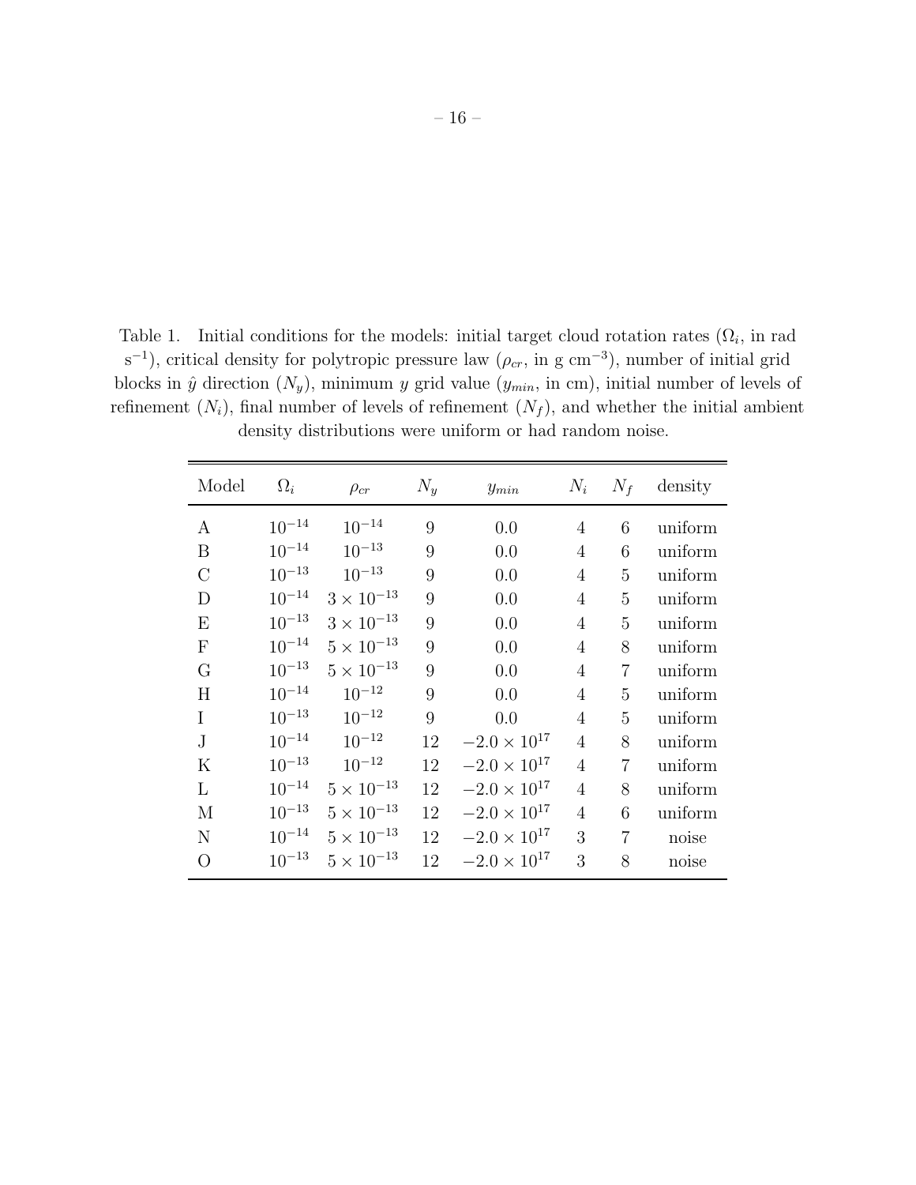Table 1. Initial conditions for the models: initial target cloud rotation rates ($\Omega_i$, in rad s$^{-1}$), critical density for polytropic pressure law ($\rho_{cr}$, in g cm$^{-3}$), number of initial grid blocks in $\hat{y}$ direction ($N_y$), minimum $y$ grid value ($y_{min}$, in cm), initial number of levels of refinement ($N_i$), final number of levels of refinement ($N_f$), and whether the initial ambient density distributions were uniform or had random noise.

| Model | $\Omega_i$ | $\rho_{cr}$ | $N_y$ | $y_{min}$ | $N_i$ | $N_f$ | density |
|---|---|---|---|---|---|---|---|
| A | $10^{-14}$ | $10^{-14}$ | 9 | 0.0 | 4 | 6 | uniform |
| B | $10^{-14}$ | $10^{-13}$ | 9 | 0.0 | 4 | 6 | uniform |
| C | $10^{-13}$ | $10^{-13}$ | 9 | 0.0 | 4 | 5 | uniform |
| D | $10^{-14}$ | $3 \times 10^{-13}$ | 9 | 0.0 | 4 | 5 | uniform |
| E | $10^{-13}$ | $3 \times 10^{-13}$ | 9 | 0.0 | 4 | 5 | uniform |
| F | $10^{-14}$ | $5 \times 10^{-13}$ | 9 | 0.0 | 4 | 8 | uniform |
| G | $10^{-13}$ | $5 \times 10^{-13}$ | 9 | 0.0 | 4 | 7 | uniform |
| H | $10^{-14}$ | $10^{-12}$ | 9 | 0.0 | 4 | 5 | uniform |
| I | $10^{-13}$ | $10^{-12}$ | 9 | 0.0 | 4 | 5 | uniform |
| J | $10^{-14}$ | $10^{-12}$ | 12 | $-2.0 \times 10^{17}$ | 4 | 8 | uniform |
| K | $10^{-13}$ | $10^{-12}$ | 12 | $-2.0 \times 10^{17}$ | 4 | 7 | uniform |
| L | $10^{-14}$ | $5 \times 10^{-13}$ | 12 | $-2.0 \times 10^{17}$ | 4 | 8 | uniform |
| M | $10^{-13}$ | $5 \times 10^{-13}$ | 12 | $-2.0 \times 10^{17}$ | 4 | 6 | uniform |
| N | $10^{-14}$ | $5 \times 10^{-13}$ | 12 | $-2.0 \times 10^{17}$ | 3 | 7 | noise |
| O | $10^{-13}$ | $5 \times 10^{-13}$ | 12 | $-2.0 \times 10^{17}$ | 3 | 8 | noise |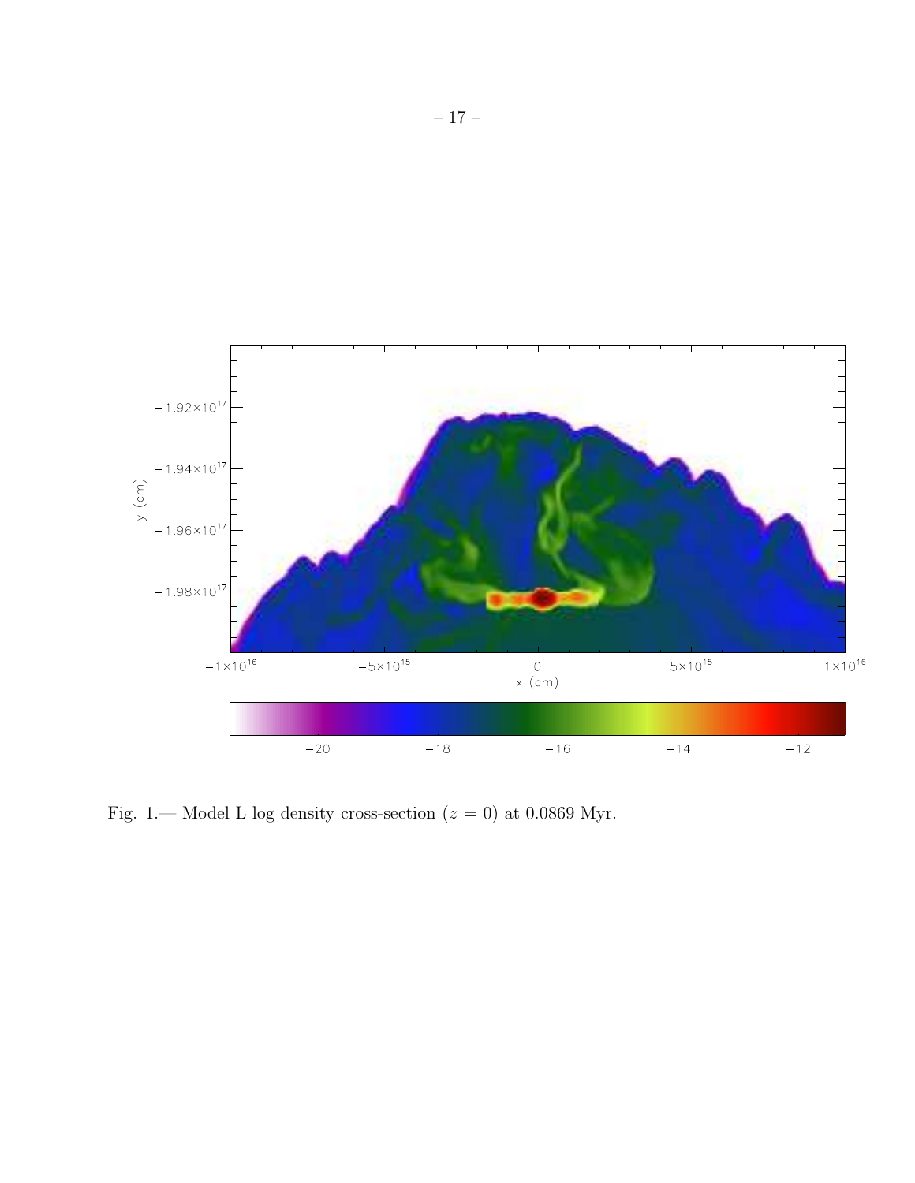Fig. 1.— Model L log density cross-section ($z = 0$) at 0.0869 Myr.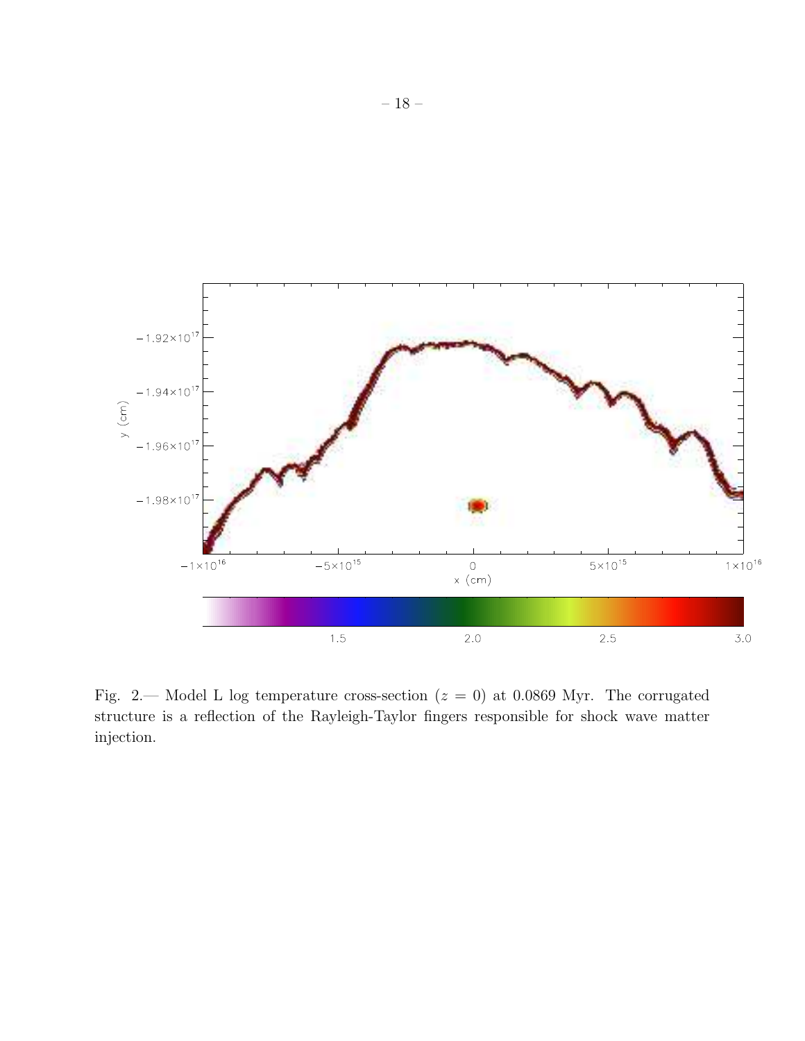Fig. 2.— Model L log temperature cross-section ($z = 0$) at 0.0869 Myr. The corrugated structure is a reflection of the Rayleigh-Taylor fingers responsible for shock wave matter injection.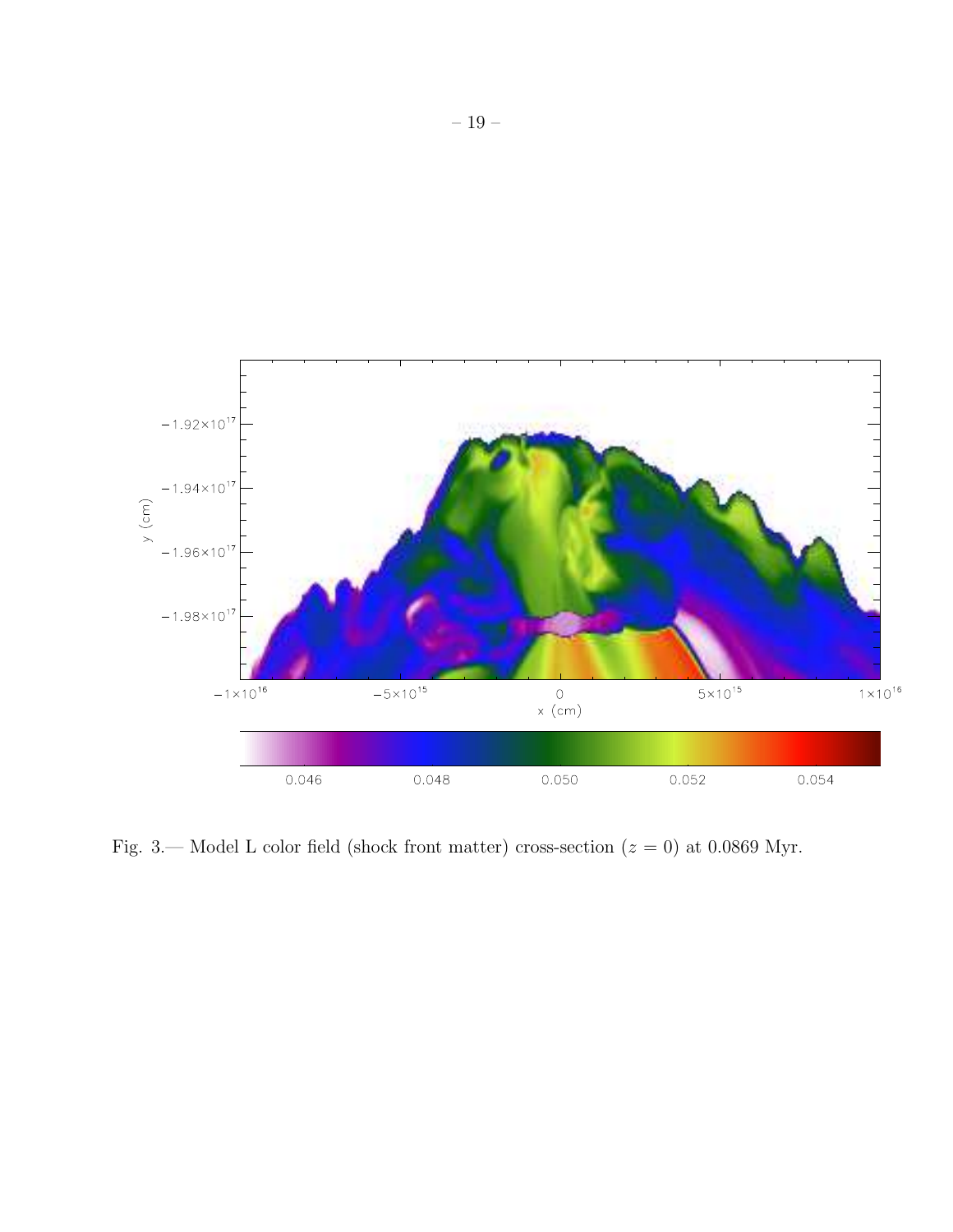Fig. 3.— Model L color field (shock front matter) cross-section ($z = 0$) at 0.0869 Myr.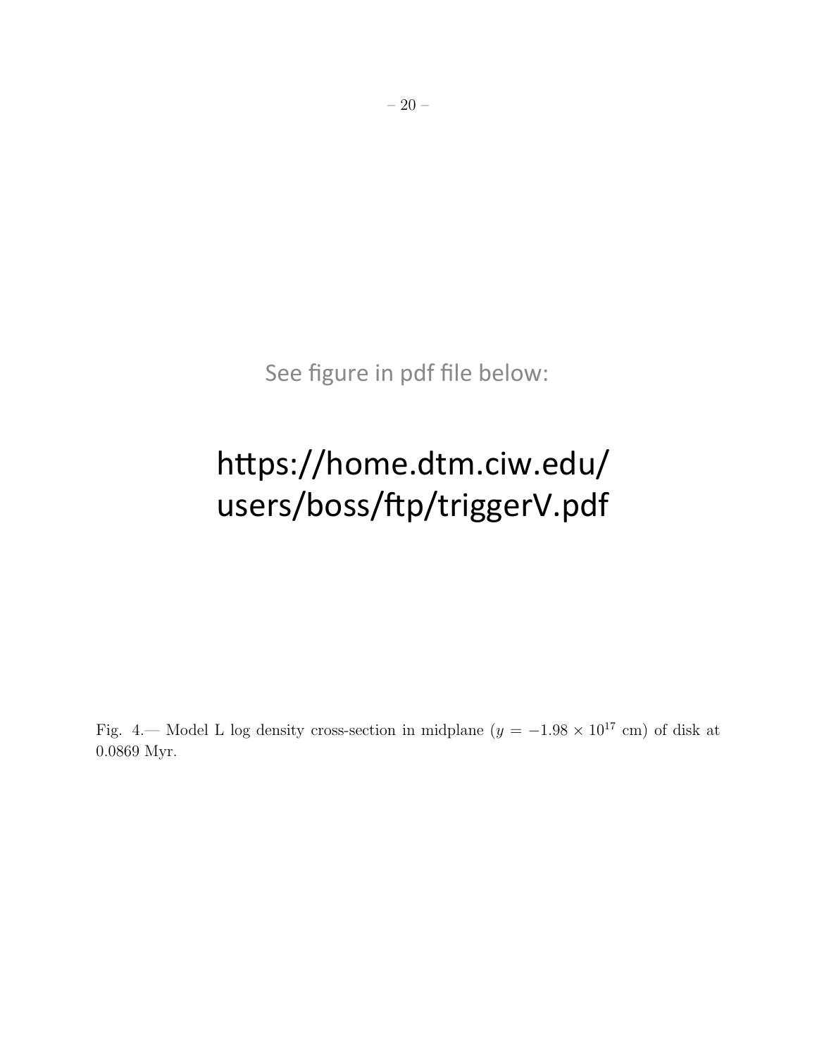See figure in pdf file below:

https://home.dtm.ciw.edu/users/boss/ftp/triggerV.pdf

Fig. 4.— Model L log density cross-section in midplane ($y = -1.98 \times 10^{17}$ cm) of disk at 0.0869 Myr.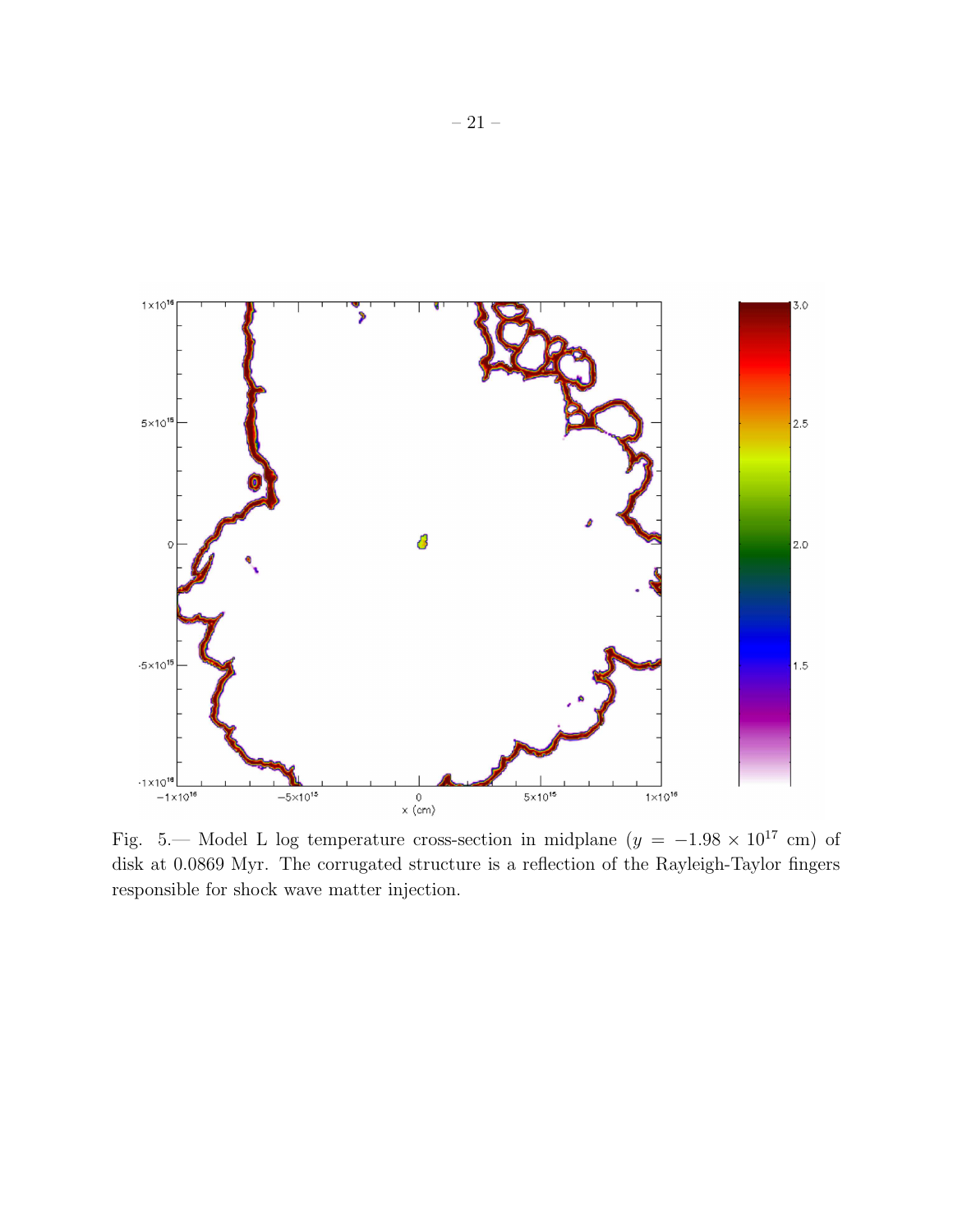Fig. 5.— Model L log temperature cross-section in midplane ($y = -1.98 \times 10^{17}$ cm) of disk at 0.0869 Myr. The corrugated structure is a reflection of the Rayleigh-Taylor fingers responsible for shock wave matter injection.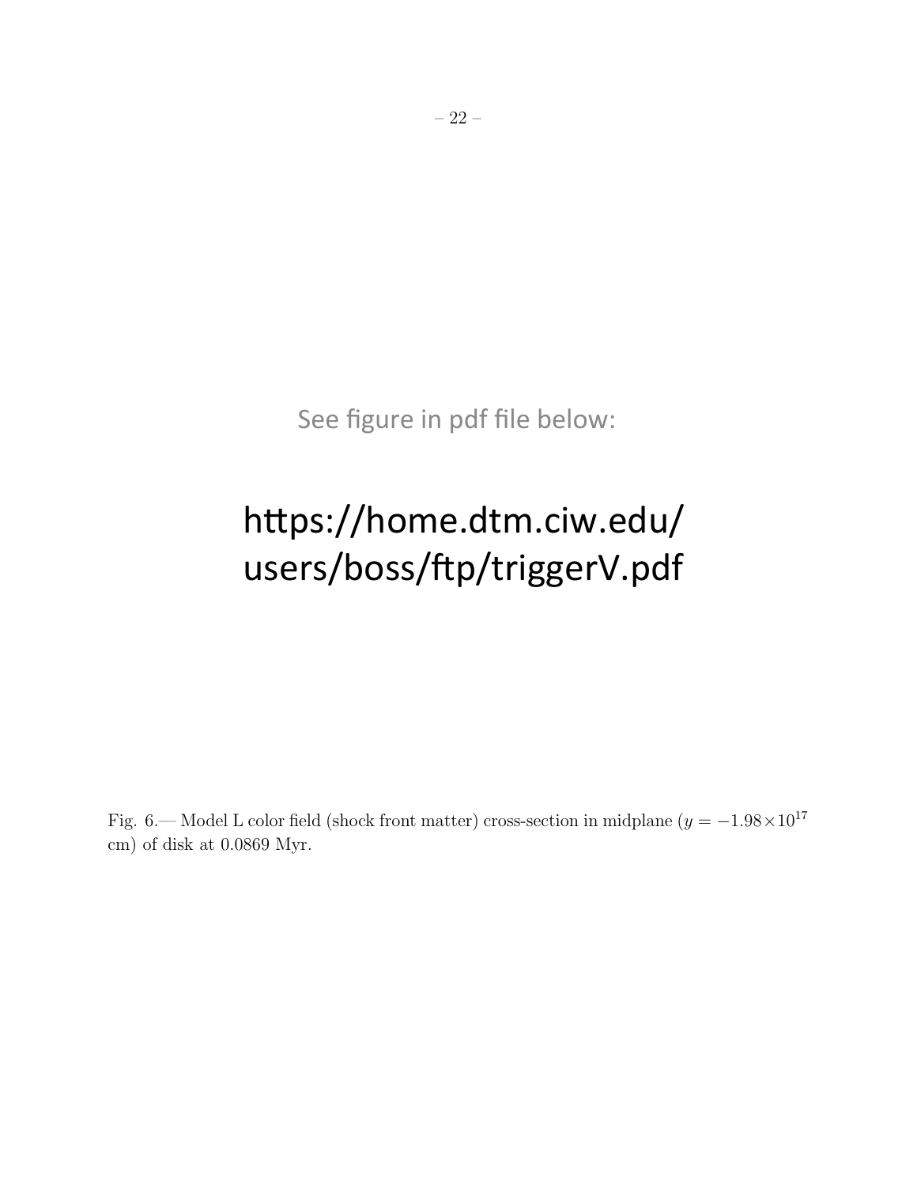See figure in pdf file below:

https://home.dtm.ciw.edu/users/boss/ftp/triggerV.pdf

Fig. 6.— Model L color field (shock front matter) cross-section in midplane ($y = -1.98 \times 10^{17}$ cm) of disk at 0.0869 Myr.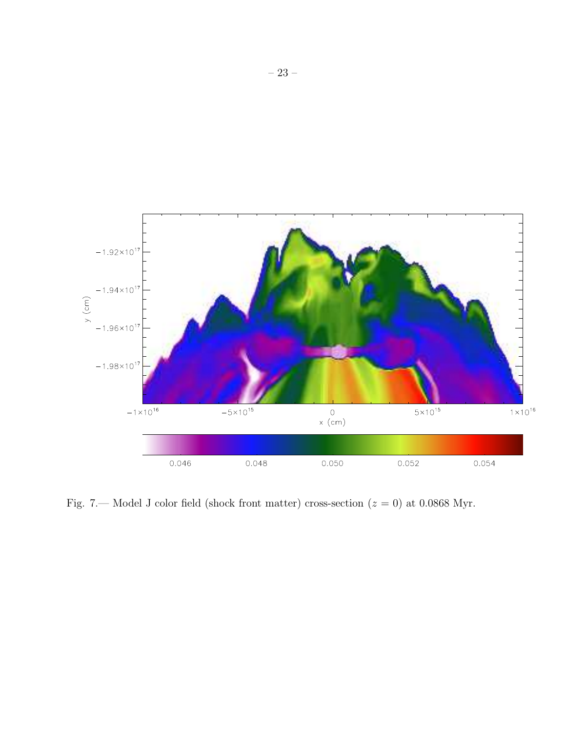Fig. 7.— Model J color field (shock front matter) cross-section ($z = 0$) at 0.0868 Myr.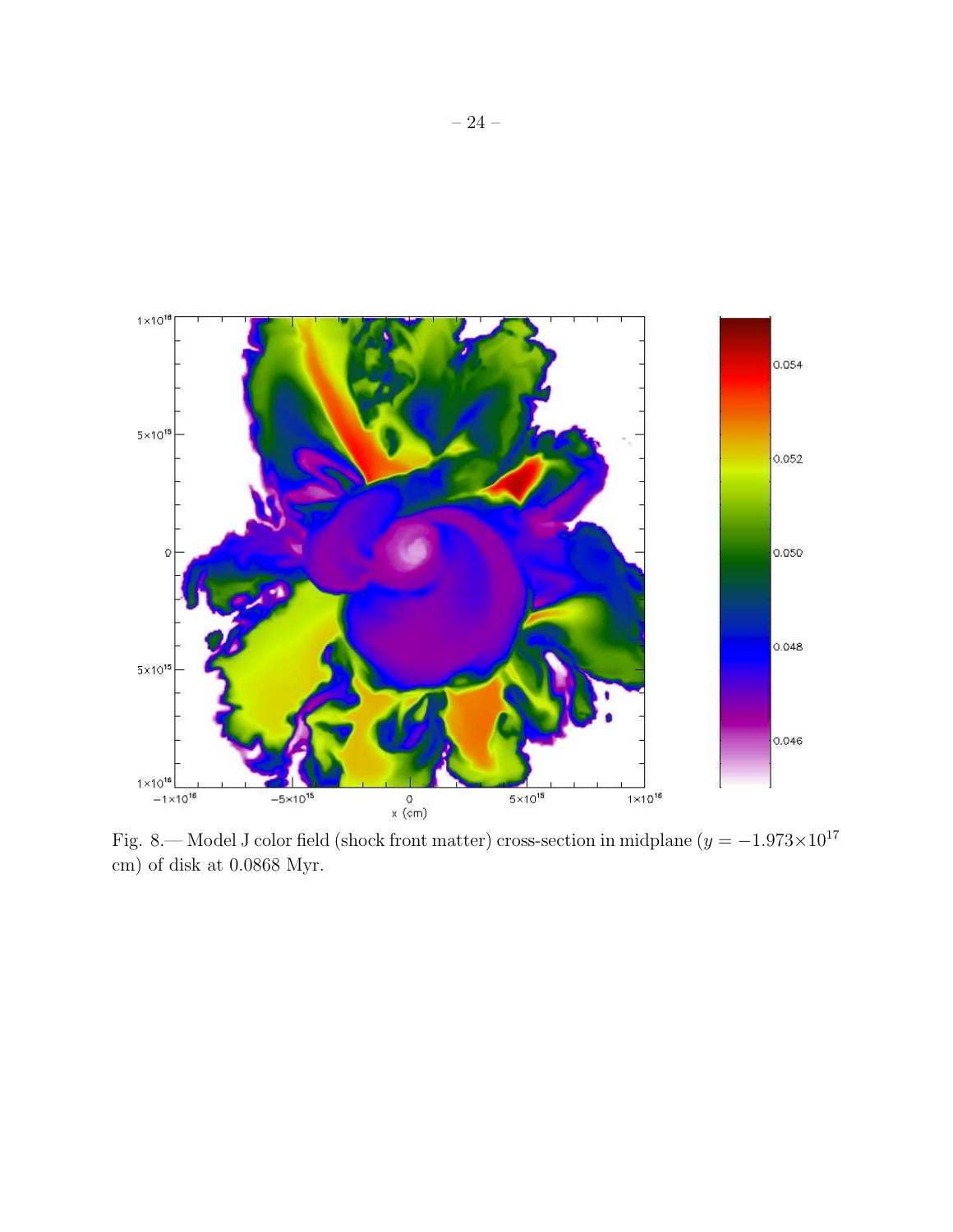1×10[16]

5×10[15]

0

5×10[15]

1×10[16]

−1×10[16]

−5×10[15]

0

5×10[15]

1×10[16]

x (cm)

0.054

0.052

0.050

0.048

0.046

Fig. 8.— Model J color field (shock front matter) cross-section in midplane ($y = -1.973 \times 10^{17}$ cm) of disk at 0.0868 Myr.